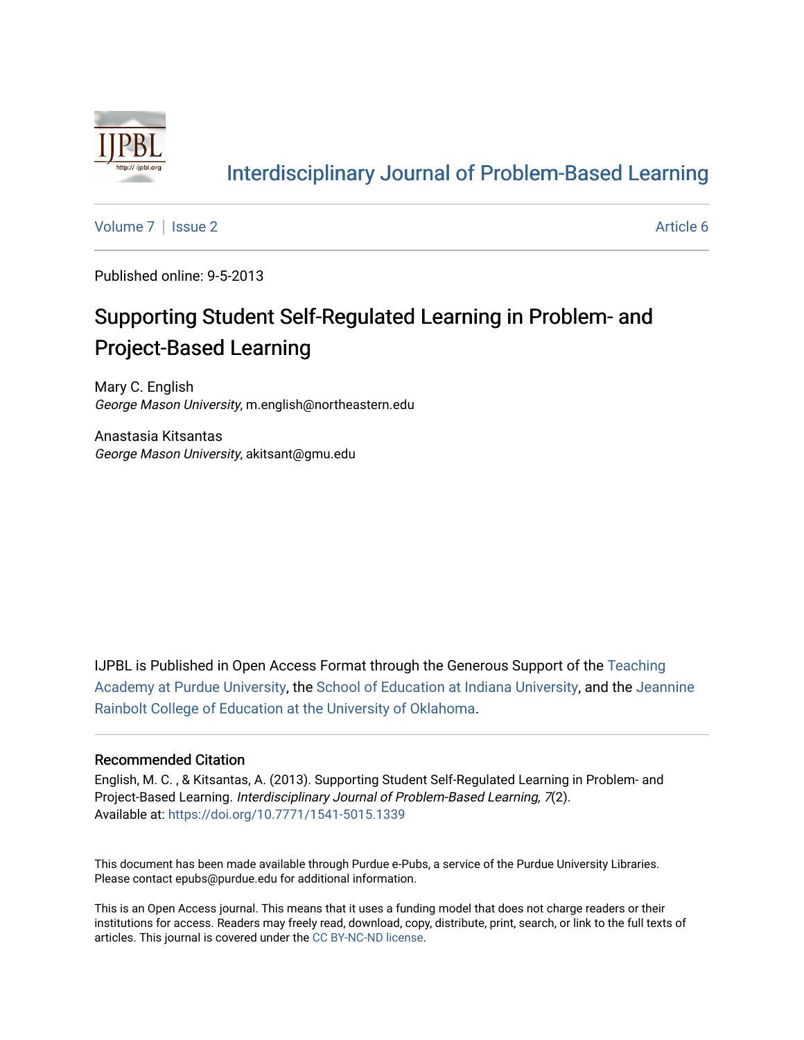Interdisciplinary Journal of Problem-Based Learning

Volume 7 | Issue 2 | Article 6

Published online: 9-5-2013

# Supporting Student Self-Regulated Learning in Problem- and Project-Based Learning

Mary C. English
*George Mason University*, m.english@northeastern.edu

Anastasia Kitsantas
*George Mason University*, akitsant@gmu.edu

IJPBL is Published in Open Access Format through the Generous Support of the Teaching Academy at Purdue University, the School of Education at Indiana University, and the Jeannine Rainbolt College of Education at the University of Oklahoma.

## Recommended Citation

English, M. C. , & Kitsantas, A. (2013). Supporting Student Self-Regulated Learning in Problem- and Project-Based Learning. *Interdisciplinary Journal of Problem-Based Learning, 7*(2).
Available at: https://doi.org/10.7771/1541-5015.1339

This document has been made available through Purdue e-Pubs, a service of the Purdue University Libraries. Please contact epubs@purdue.edu for additional information.

This is an Open Access journal. This means that it uses a funding model that does not charge readers or their institutions for access. Readers may freely read, download, copy, distribute, print, search, or link to the full texts of articles. This journal is covered under the CC BY-NC-ND license.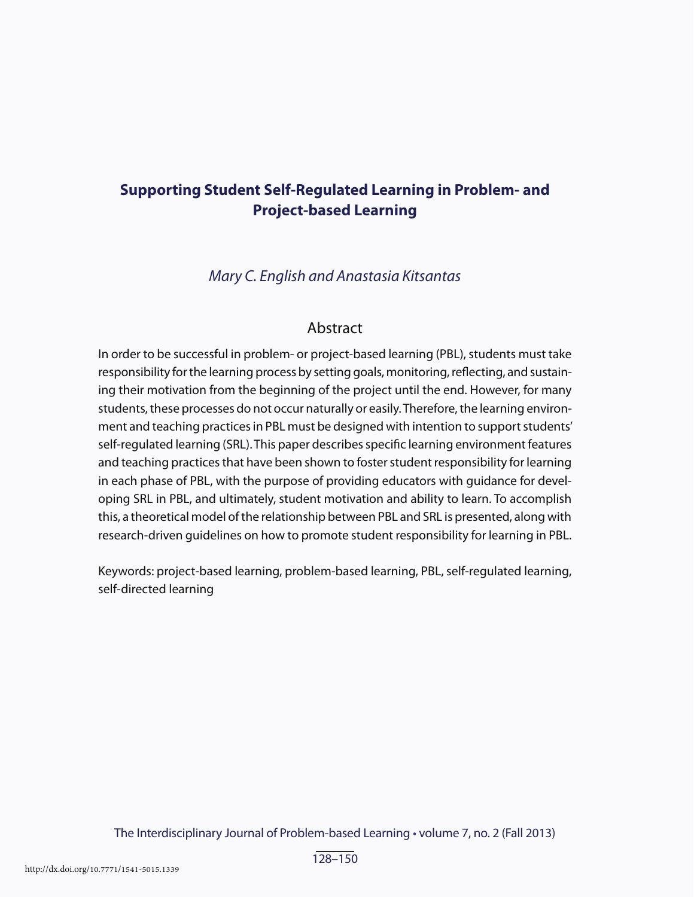# Supporting Student Self-Regulated Learning in Problem- and Project-based Learning

*Mary C. English and Anastasia Kitsantas*

## Abstract

In order to be successful in problem- or project-based learning (PBL), students must take responsibility for the learning process by setting goals, monitoring, reflecting, and sustaining their motivation from the beginning of the project until the end. However, for many students, these processes do not occur naturally or easily. Therefore, the learning environment and teaching practices in PBL must be designed with intention to support students' self-regulated learning (SRL). This paper describes specific learning environment features and teaching practices that have been shown to foster student responsibility for learning in each phase of PBL, with the purpose of providing educators with guidance for developing SRL in PBL, and ultimately, student motivation and ability to learn. To accomplish this, a theoretical model of the relationship between PBL and SRL is presented, along with research-driven guidelines on how to promote student responsibility for learning in PBL.

Keywords: project-based learning, problem-based learning, PBL, self-regulated learning, self-directed learning

http://dx.doi.org/10.7771/1541-5015.1339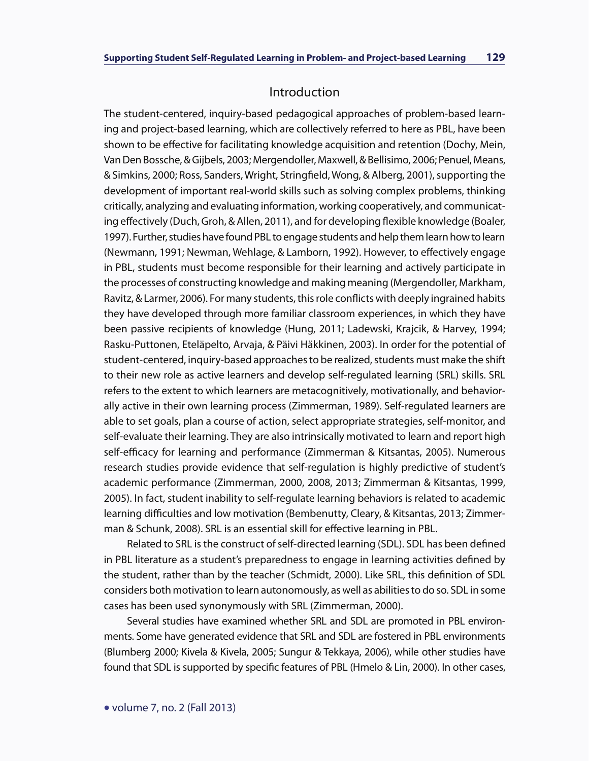## Introduction

The student-centered, inquiry-based pedagogical approaches of problem-based learning and project-based learning, which are collectively referred to here as PBL, have been shown to be effective for facilitating knowledge acquisition and retention (Dochy, Mein, Van Den Bossche, & Gijbels, 2003; Mergendoller, Maxwell, & Bellisimo, 2006; Penuel, Means, & Simkins, 2000; Ross, Sanders, Wright, Stringfield, Wong, & Alberg, 2001), supporting the development of important real-world skills such as solving complex problems, thinking critically, analyzing and evaluating information, working cooperatively, and communicating effectively (Duch, Groh, & Allen, 2011), and for developing flexible knowledge (Boaler, 1997). Further, studies have found PBL to engage students and help them learn how to learn (Newmann, 1991; Newman, Wehlage, & Lamborn, 1992). However, to effectively engage in PBL, students must become responsible for their learning and actively participate in the processes of constructing knowledge and making meaning (Mergendoller, Markham, Ravitz, & Larmer, 2006). For many students, this role conflicts with deeply ingrained habits they have developed through more familiar classroom experiences, in which they have been passive recipients of knowledge (Hung, 2011; Ladewski, Krajcik, & Harvey, 1994; Rasku-Puttonen, Eteläpelto, Arvaja, & Päivi Häkkinen, 2003). In order for the potential of student-centered, inquiry-based approaches to be realized, students must make the shift to their new role as active learners and develop self-regulated learning (SRL) skills. SRL refers to the extent to which learners are metacognitively, motivationally, and behaviorally active in their own learning process (Zimmerman, 1989). Self-regulated learners are able to set goals, plan a course of action, select appropriate strategies, self-monitor, and self-evaluate their learning. They are also intrinsically motivated to learn and report high self-efficacy for learning and performance (Zimmerman & Kitsantas, 2005). Numerous research studies provide evidence that self-regulation is highly predictive of student's academic performance (Zimmerman, 2000, 2008, 2013; Zimmerman & Kitsantas, 1999, 2005). In fact, student inability to self-regulate learning behaviors is related to academic learning difficulties and low motivation (Bembenutty, Cleary, & Kitsantas, 2013; Zimmerman & Schunk, 2008). SRL is an essential skill for effective learning in PBL.

Related to SRL is the construct of self-directed learning (SDL). SDL has been defined in PBL literature as a student's preparedness to engage in learning activities defined by the student, rather than by the teacher (Schmidt, 2000). Like SRL, this definition of SDL considers both motivation to learn autonomously, as well as abilities to do so. SDL in some cases has been used synonymously with SRL (Zimmerman, 2000).

Several studies have examined whether SRL and SDL are promoted in PBL environments. Some have generated evidence that SRL and SDL are fostered in PBL environments (Blumberg 2000; Kivela & Kivela, 2005; Sungur & Tekkaya, 2006), while other studies have found that SDL is supported by specific features of PBL (Hmelo & Lin, 2000). In other cases,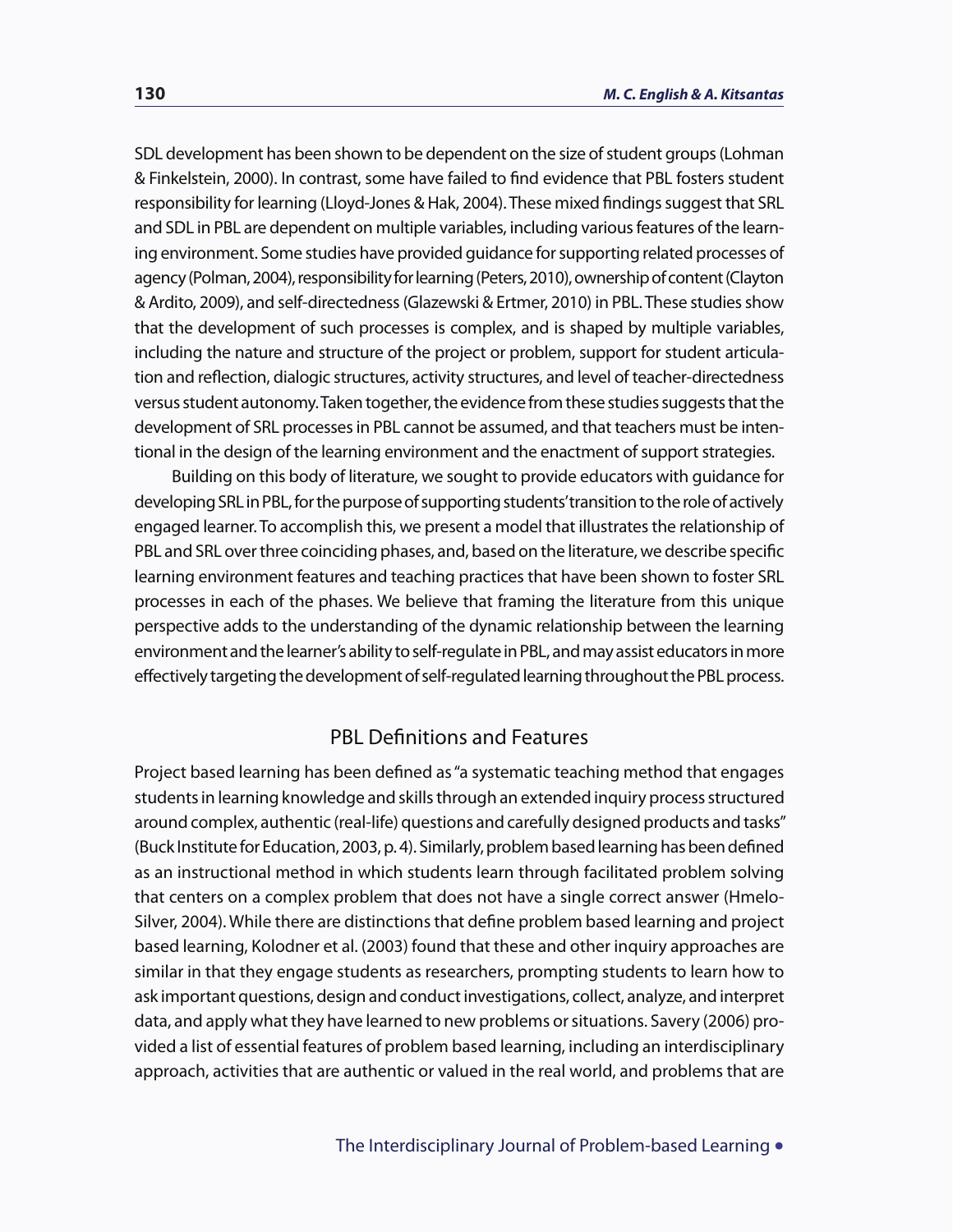SDL development has been shown to be dependent on the size of student groups (Lohman & Finkelstein, 2000). In contrast, some have failed to find evidence that PBL fosters student responsibility for learning (Lloyd-Jones & Hak, 2004). These mixed findings suggest that SRL and SDL in PBL are dependent on multiple variables, including various features of the learning environment. Some studies have provided guidance for supporting related processes of agency (Polman, 2004), responsibility for learning (Peters, 2010), ownership of content (Clayton & Ardito, 2009), and self-directedness (Glazewski & Ertmer, 2010) in PBL. These studies show that the development of such processes is complex, and is shaped by multiple variables, including the nature and structure of the project or problem, support for student articulation and reflection, dialogic structures, activity structures, and level of teacher-directedness versus student autonomy. Taken together, the evidence from these studies suggests that the development of SRL processes in PBL cannot be assumed, and that teachers must be intentional in the design of the learning environment and the enactment of support strategies.

Building on this body of literature, we sought to provide educators with guidance for developing SRL in PBL, for the purpose of supporting students' transition to the role of actively engaged learner. To accomplish this, we present a model that illustrates the relationship of PBL and SRL over three coinciding phases, and, based on the literature, we describe specific learning environment features and teaching practices that have been shown to foster SRL processes in each of the phases. We believe that framing the literature from this unique perspective adds to the understanding of the dynamic relationship between the learning environment and the learner's ability to self-regulate in PBL, and may assist educators in more effectively targeting the development of self-regulated learning throughout the PBL process.

## PBL Definitions and Features

Project based learning has been defined as "a systematic teaching method that engages students in learning knowledge and skills through an extended inquiry process structured around complex, authentic (real-life) questions and carefully designed products and tasks" (Buck Institute for Education, 2003, p. 4). Similarly, problem based learning has been defined as an instructional method in which students learn through facilitated problem solving that centers on a complex problem that does not have a single correct answer (Hmelo-Silver, 2004). While there are distinctions that define problem based learning and project based learning, Kolodner et al. (2003) found that these and other inquiry approaches are similar in that they engage students as researchers, prompting students to learn how to ask important questions, design and conduct investigations, collect, analyze, and interpret data, and apply what they have learned to new problems or situations. Savery (2006) provided a list of essential features of problem based learning, including an interdisciplinary approach, activities that are authentic or valued in the real world, and problems that are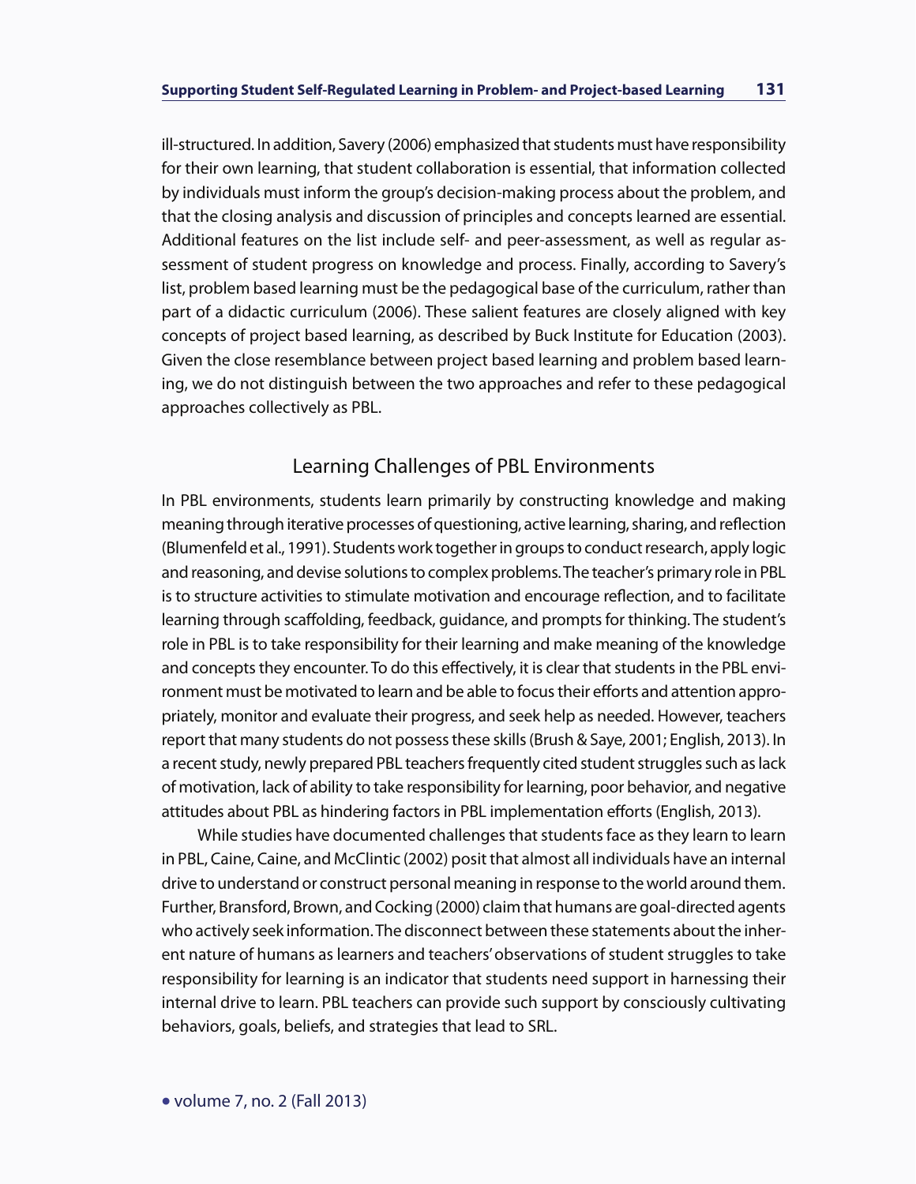ill-structured. In addition, Savery (2006) emphasized that students must have responsibility for their own learning, that student collaboration is essential, that information collected by individuals must inform the group's decision-making process about the problem, and that the closing analysis and discussion of principles and concepts learned are essential. Additional features on the list include self- and peer-assessment, as well as regular assessment of student progress on knowledge and process. Finally, according to Savery's list, problem based learning must be the pedagogical base of the curriculum, rather than part of a didactic curriculum (2006). These salient features are closely aligned with key concepts of project based learning, as described by Buck Institute for Education (2003). Given the close resemblance between project based learning and problem based learning, we do not distinguish between the two approaches and refer to these pedagogical approaches collectively as PBL.

## Learning Challenges of PBL Environments

In PBL environments, students learn primarily by constructing knowledge and making meaning through iterative processes of questioning, active learning, sharing, and reflection (Blumenfeld et al., 1991). Students work together in groups to conduct research, apply logic and reasoning, and devise solutions to complex problems. The teacher's primary role in PBL is to structure activities to stimulate motivation and encourage reflection, and to facilitate learning through scaffolding, feedback, guidance, and prompts for thinking. The student's role in PBL is to take responsibility for their learning and make meaning of the knowledge and concepts they encounter. To do this effectively, it is clear that students in the PBL environment must be motivated to learn and be able to focus their efforts and attention appropriately, monitor and evaluate their progress, and seek help as needed. However, teachers report that many students do not possess these skills (Brush & Saye, 2001; English, 2013). In a recent study, newly prepared PBL teachers frequently cited student struggles such as lack of motivation, lack of ability to take responsibility for learning, poor behavior, and negative attitudes about PBL as hindering factors in PBL implementation efforts (English, 2013).

While studies have documented challenges that students face as they learn to learn in PBL, Caine, Caine, and McClintic (2002) posit that almost all individuals have an internal drive to understand or construct personal meaning in response to the world around them. Further, Bransford, Brown, and Cocking (2000) claim that humans are goal-directed agents who actively seek information. The disconnect between these statements about the inherent nature of humans as learners and teachers' observations of student struggles to take responsibility for learning is an indicator that students need support in harnessing their internal drive to learn. PBL teachers can provide such support by consciously cultivating behaviors, goals, beliefs, and strategies that lead to SRL.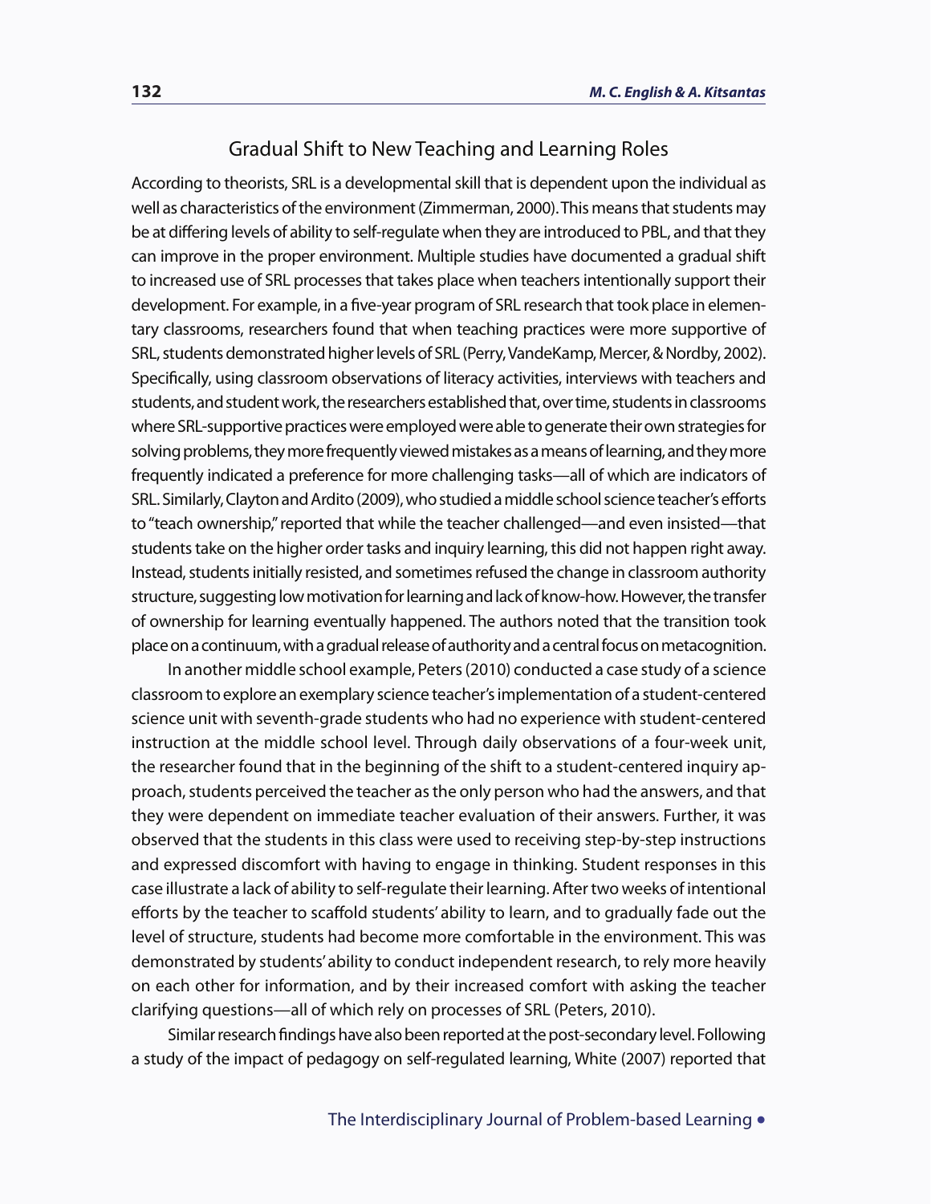## Gradual Shift to New Teaching and Learning Roles

According to theorists, SRL is a developmental skill that is dependent upon the individual as well as characteristics of the environment (Zimmerman, 2000). This means that students may be at differing levels of ability to self-regulate when they are introduced to PBL, and that they can improve in the proper environment. Multiple studies have documented a gradual shift to increased use of SRL processes that takes place when teachers intentionally support their development. For example, in a five-year program of SRL research that took place in elementary classrooms, researchers found that when teaching practices were more supportive of SRL, students demonstrated higher levels of SRL (Perry, VandeKamp, Mercer, & Nordby, 2002). Specifically, using classroom observations of literacy activities, interviews with teachers and students, and student work, the researchers established that, over time, students in classrooms where SRL-supportive practices were employed were able to generate their own strategies for solving problems, they more frequently viewed mistakes as a means of learning, and they more frequently indicated a preference for more challenging tasks—all of which are indicators of SRL. Similarly, Clayton and Ardito (2009), who studied a middle school science teacher's efforts to "teach ownership," reported that while the teacher challenged—and even insisted—that students take on the higher order tasks and inquiry learning, this did not happen right away. Instead, students initially resisted, and sometimes refused the change in classroom authority structure, suggesting low motivation for learning and lack of know-how. However, the transfer of ownership for learning eventually happened. The authors noted that the transition took place on a continuum, with a gradual release of authority and a central focus on metacognition.

In another middle school example, Peters (2010) conducted a case study of a science classroom to explore an exemplary science teacher's implementation of a student-centered science unit with seventh-grade students who had no experience with student-centered instruction at the middle school level. Through daily observations of a four-week unit, the researcher found that in the beginning of the shift to a student-centered inquiry approach, students perceived the teacher as the only person who had the answers, and that they were dependent on immediate teacher evaluation of their answers. Further, it was observed that the students in this class were used to receiving step-by-step instructions and expressed discomfort with having to engage in thinking. Student responses in this case illustrate a lack of ability to self-regulate their learning. After two weeks of intentional efforts by the teacher to scaffold students' ability to learn, and to gradually fade out the level of structure, students had become more comfortable in the environment. This was demonstrated by students' ability to conduct independent research, to rely more heavily on each other for information, and by their increased comfort with asking the teacher clarifying questions—all of which rely on processes of SRL (Peters, 2010).

Similar research findings have also been reported at the post-secondary level. Following a study of the impact of pedagogy on self-regulated learning, White (2007) reported that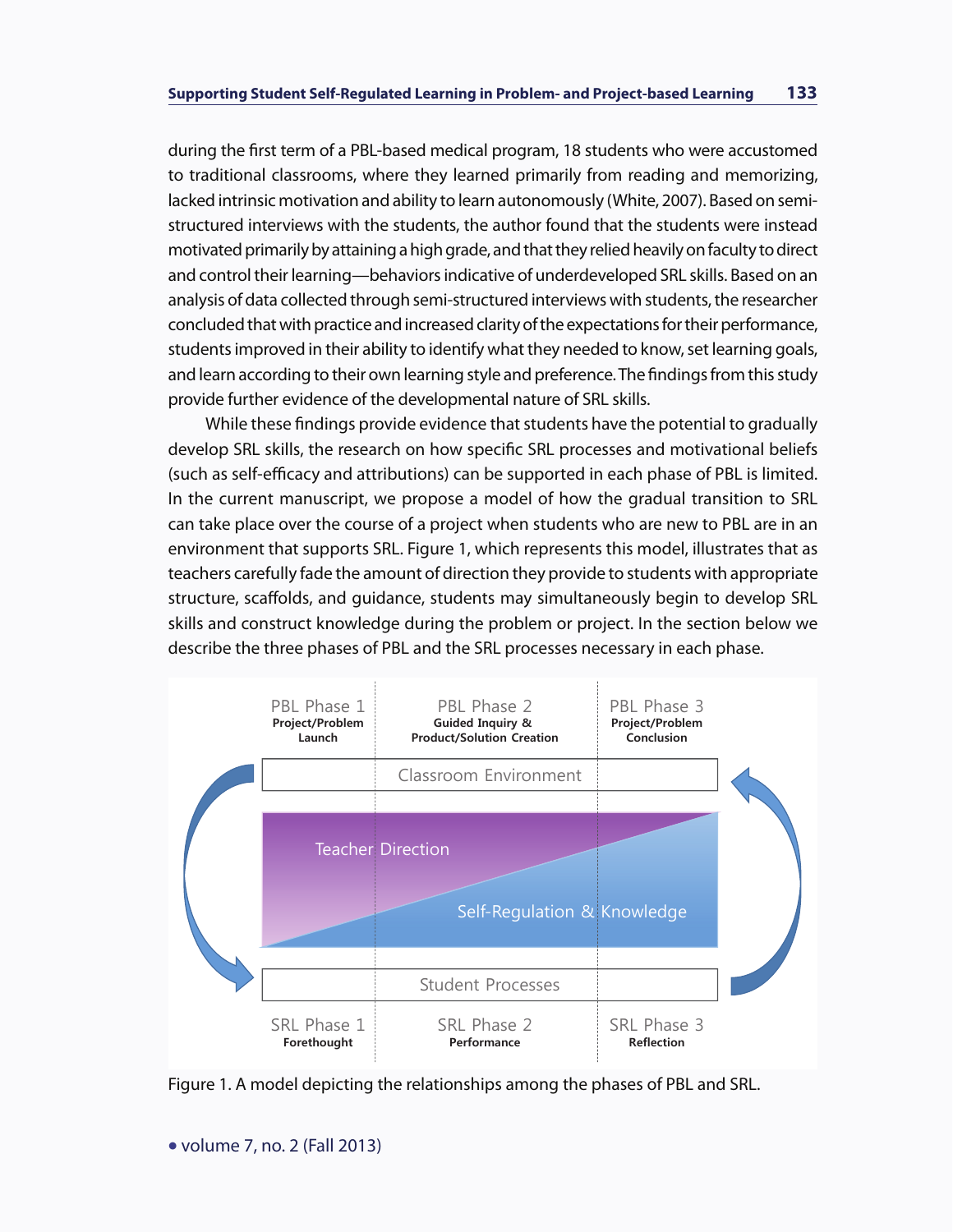during the first term of a PBL-based medical program, 18 students who were accustomed to traditional classrooms, where they learned primarily from reading and memorizing, lacked intrinsic motivation and ability to learn autonomously (White, 2007). Based on semi-structured interviews with the students, the author found that the students were instead motivated primarily by attaining a high grade, and that they relied heavily on faculty to direct and control their learning—behaviors indicative of underdeveloped SRL skills. Based on an analysis of data collected through semi-structured interviews with students, the researcher concluded that with practice and increased clarity of the expectations for their performance, students improved in their ability to identify what they needed to know, set learning goals, and learn according to their own learning style and preference. The findings from this study provide further evidence of the developmental nature of SRL skills.

While these findings provide evidence that students have the potential to gradually develop SRL skills, the research on how specific SRL processes and motivational beliefs (such as self-efficacy and attributions) can be supported in each phase of PBL is limited. In the current manuscript, we propose a model of how the gradual transition to SRL can take place over the course of a project when students who are new to PBL are in an environment that supports SRL. Figure 1, which represents this model, illustrates that as teachers carefully fade the amount of direction they provide to students with appropriate structure, scaffolds, and guidance, students may simultaneously begin to develop SRL skills and construct knowledge during the problem or project. In the section below we describe the three phases of PBL and the SRL processes necessary in each phase.

| PBL Phase 1 Project/Problem Launch | PBL Phase 2 Guided Inquiry & Product/Solution Creation | PBL Phase 3 Project/Problem Conclusion |
| --- | --- | --- |
| Classroom Environment | | |
| Teacher Direction | | |
| | Self-Regulation & Knowledge | |
| Student Processes | | |
| SRL Phase 1 Forethought | SRL Phase 2 Performance | SRL Phase 3 Reflection |

Figure 1. A model depicting the relationships among the phases of PBL and SRL.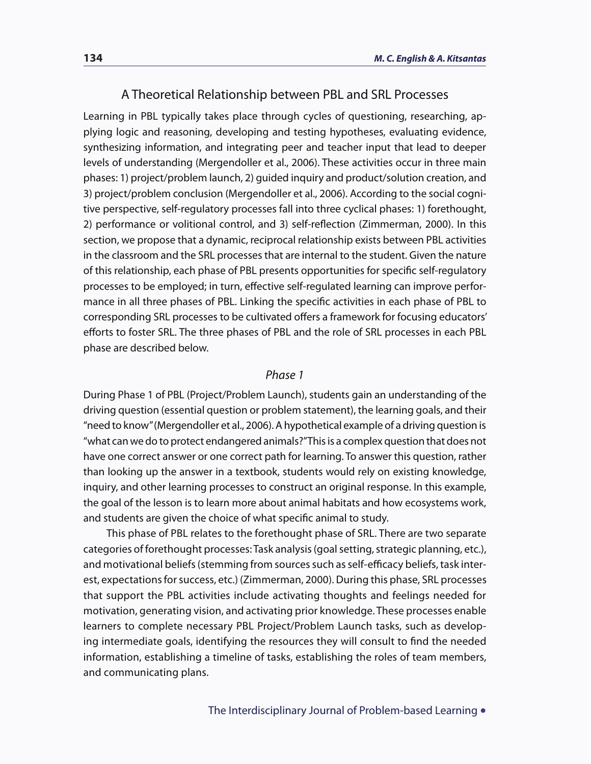## A Theoretical Relationship between PBL and SRL Processes

Learning in PBL typically takes place through cycles of questioning, researching, applying logic and reasoning, developing and testing hypotheses, evaluating evidence, synthesizing information, and integrating peer and teacher input that lead to deeper levels of understanding (Mergendoller et al., 2006). These activities occur in three main phases: 1) project/problem launch, 2) guided inquiry and product/solution creation, and 3) project/problem conclusion (Mergendoller et al., 2006). According to the social cognitive perspective, self-regulatory processes fall into three cyclical phases: 1) forethought, 2) performance or volitional control, and 3) self-reflection (Zimmerman, 2000). In this section, we propose that a dynamic, reciprocal relationship exists between PBL activities in the classroom and the SRL processes that are internal to the student. Given the nature of this relationship, each phase of PBL presents opportunities for specific self-regulatory processes to be employed; in turn, effective self-regulated learning can improve performance in all three phases of PBL. Linking the specific activities in each phase of PBL to corresponding SRL processes to be cultivated offers a framework for focusing educators' efforts to foster SRL. The three phases of PBL and the role of SRL processes in each PBL phase are described below.

### *Phase 1*

During Phase 1 of PBL (Project/Problem Launch), students gain an understanding of the driving question (essential question or problem statement), the learning goals, and their "need to know" (Mergendoller et al., 2006). A hypothetical example of a driving question is "what can we do to protect endangered animals?" This is a complex question that does not have one correct answer or one correct path for learning. To answer this question, rather than looking up the answer in a textbook, students would rely on existing knowledge, inquiry, and other learning processes to construct an original response. In this example, the goal of the lesson is to learn more about animal habitats and how ecosystems work, and students are given the choice of what specific animal to study.

This phase of PBL relates to the forethought phase of SRL. There are two separate categories of forethought processes: Task analysis (goal setting, strategic planning, etc.), and motivational beliefs (stemming from sources such as self-efficacy beliefs, task interest, expectations for success, etc.) (Zimmerman, 2000). During this phase, SRL processes that support the PBL activities include activating thoughts and feelings needed for motivation, generating vision, and activating prior knowledge. These processes enable learners to complete necessary PBL Project/Problem Launch tasks, such as developing intermediate goals, identifying the resources they will consult to find the needed information, establishing a timeline of tasks, establishing the roles of team members, and communicating plans.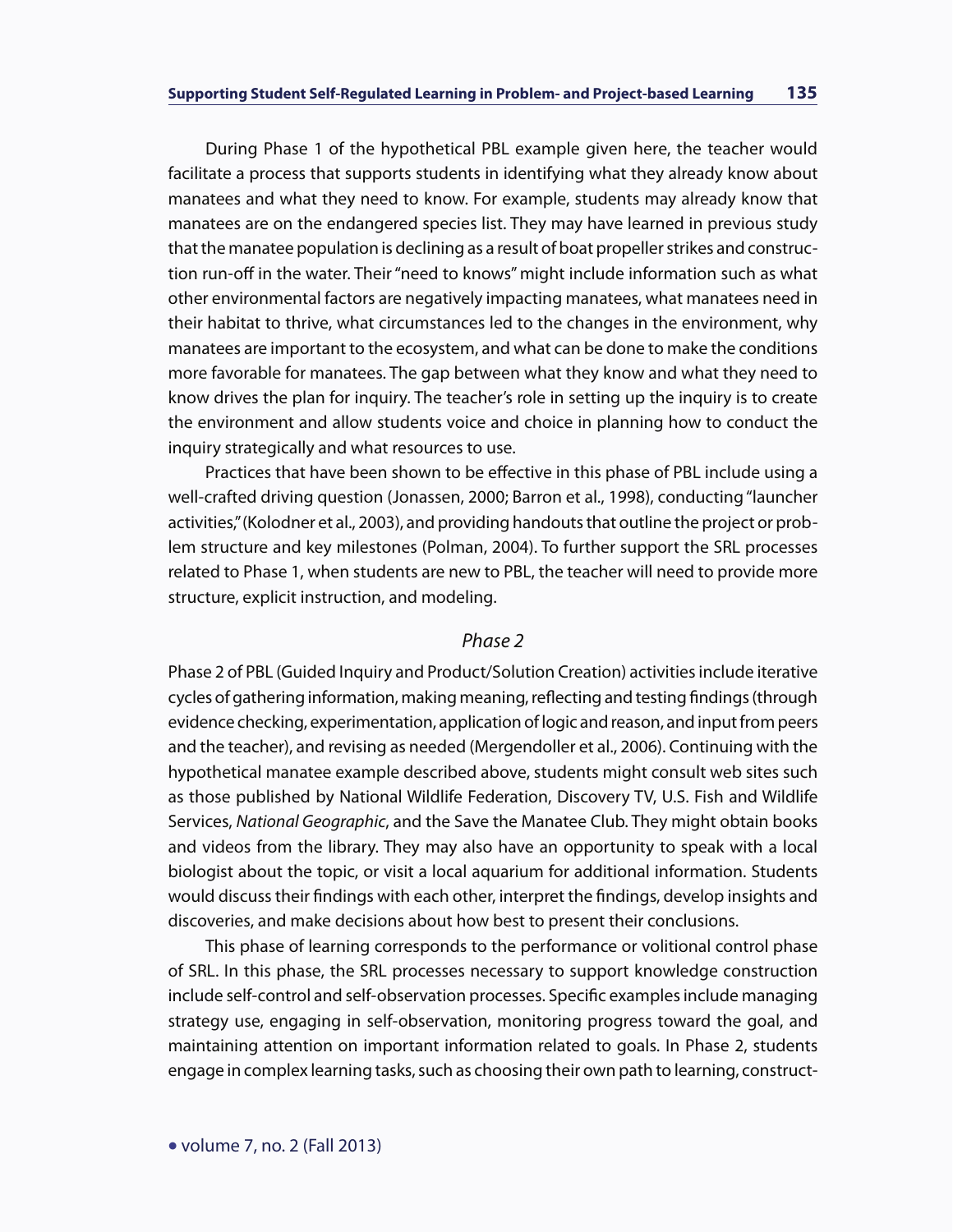During Phase 1 of the hypothetical PBL example given here, the teacher would facilitate a process that supports students in identifying what they already know about manatees and what they need to know. For example, students may already know that manatees are on the endangered species list. They may have learned in previous study that the manatee population is declining as a result of boat propeller strikes and construction run-off in the water. Their "need to knows" might include information such as what other environmental factors are negatively impacting manatees, what manatees need in their habitat to thrive, what circumstances led to the changes in the environment, why manatees are important to the ecosystem, and what can be done to make the conditions more favorable for manatees. The gap between what they know and what they need to know drives the plan for inquiry. The teacher's role in setting up the inquiry is to create the environment and allow students voice and choice in planning how to conduct the inquiry strategically and what resources to use.

Practices that have been shown to be effective in this phase of PBL include using a well-crafted driving question (Jonassen, 2000; Barron et al., 1998), conducting "launcher activities," (Kolodner et al., 2003), and providing handouts that outline the project or problem structure and key milestones (Polman, 2004). To further support the SRL processes related to Phase 1, when students are new to PBL, the teacher will need to provide more structure, explicit instruction, and modeling.

### *Phase 2*

Phase 2 of PBL (Guided Inquiry and Product/Solution Creation) activities include iterative cycles of gathering information, making meaning, reflecting and testing findings (through evidence checking, experimentation, application of logic and reason, and input from peers and the teacher), and revising as needed (Mergendoller et al., 2006). Continuing with the hypothetical manatee example described above, students might consult web sites such as those published by National Wildlife Federation, Discovery TV, U.S. Fish and Wildlife Services, *National Geographic*, and the Save the Manatee Club. They might obtain books and videos from the library. They may also have an opportunity to speak with a local biologist about the topic, or visit a local aquarium for additional information. Students would discuss their findings with each other, interpret the findings, develop insights and discoveries, and make decisions about how best to present their conclusions.

This phase of learning corresponds to the performance or volitional control phase of SRL. In this phase, the SRL processes necessary to support knowledge construction include self-control and self-observation processes. Specific examples include managing strategy use, engaging in self-observation, monitoring progress toward the goal, and maintaining attention on important information related to goals. In Phase 2, students engage in complex learning tasks, such as choosing their own path to learning, construct-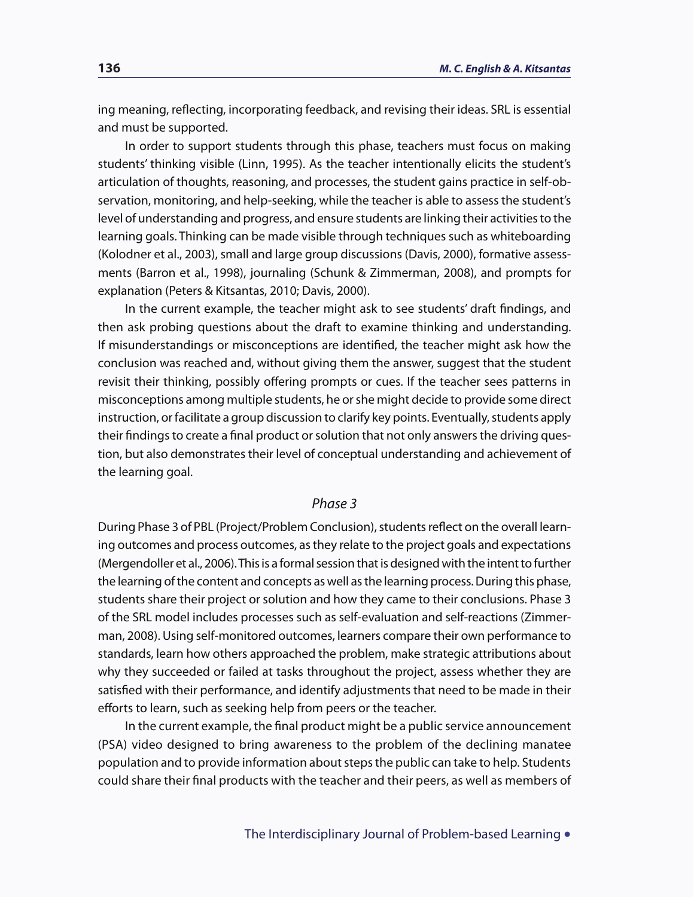ing meaning, reflecting, incorporating feedback, and revising their ideas. SRL is essential and must be supported.

In order to support students through this phase, teachers must focus on making students' thinking visible (Linn, 1995). As the teacher intentionally elicits the student's articulation of thoughts, reasoning, and processes, the student gains practice in self-observation, monitoring, and help-seeking, while the teacher is able to assess the student's level of understanding and progress, and ensure students are linking their activities to the learning goals. Thinking can be made visible through techniques such as whiteboarding (Kolodner et al., 2003), small and large group discussions (Davis, 2000), formative assessments (Barron et al., 1998), journaling (Schunk & Zimmerman, 2008), and prompts for explanation (Peters & Kitsantas, 2010; Davis, 2000).

In the current example, the teacher might ask to see students' draft findings, and then ask probing questions about the draft to examine thinking and understanding. If misunderstandings or misconceptions are identified, the teacher might ask how the conclusion was reached and, without giving them the answer, suggest that the student revisit their thinking, possibly offering prompts or cues. If the teacher sees patterns in misconceptions among multiple students, he or she might decide to provide some direct instruction, or facilitate a group discussion to clarify key points. Eventually, students apply their findings to create a final product or solution that not only answers the driving question, but also demonstrates their level of conceptual understanding and achievement of the learning goal.

### *Phase 3*

During Phase 3 of PBL (Project/Problem Conclusion), students reflect on the overall learning outcomes and process outcomes, as they relate to the project goals and expectations (Mergendoller et al., 2006). This is a formal session that is designed with the intent to further the learning of the content and concepts as well as the learning process. During this phase, students share their project or solution and how they came to their conclusions. Phase 3 of the SRL model includes processes such as self-evaluation and self-reactions (Zimmerman, 2008). Using self-monitored outcomes, learners compare their own performance to standards, learn how others approached the problem, make strategic attributions about why they succeeded or failed at tasks throughout the project, assess whether they are satisfied with their performance, and identify adjustments that need to be made in their efforts to learn, such as seeking help from peers or the teacher.

In the current example, the final product might be a public service announcement (PSA) video designed to bring awareness to the problem of the declining manatee population and to provide information about steps the public can take to help. Students could share their final products with the teacher and their peers, as well as members of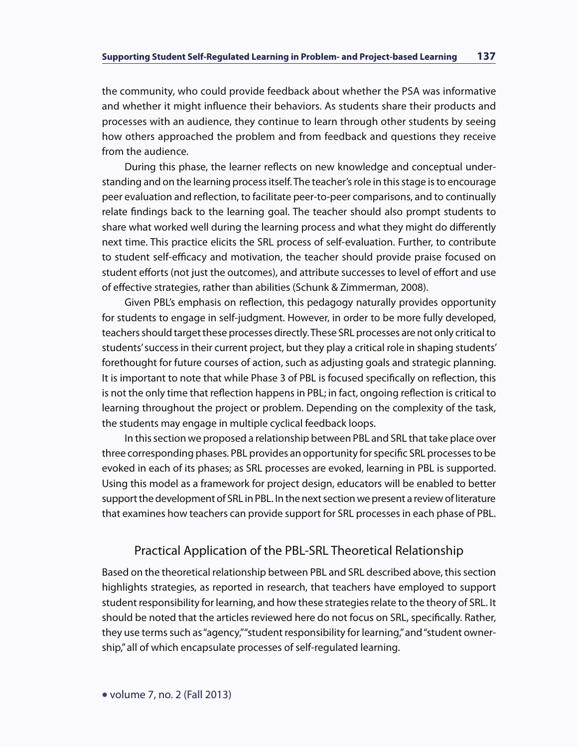the community, who could provide feedback about whether the PSA was informative and whether it might influence their behaviors. As students share their products and processes with an audience, they continue to learn through other students by seeing how others approached the problem and from feedback and questions they receive from the audience.

During this phase, the learner reflects on new knowledge and conceptual understanding and on the learning process itself. The teacher's role in this stage is to encourage peer evaluation and reflection, to facilitate peer-to-peer comparisons, and to continually relate findings back to the learning goal. The teacher should also prompt students to share what worked well during the learning process and what they might do differently next time. This practice elicits the SRL process of self-evaluation. Further, to contribute to student self-efficacy and motivation, the teacher should provide praise focused on student efforts (not just the outcomes), and attribute successes to level of effort and use of effective strategies, rather than abilities (Schunk & Zimmerman, 2008).

Given PBL's emphasis on reflection, this pedagogy naturally provides opportunity for students to engage in self-judgment. However, in order to be more fully developed, teachers should target these processes directly. These SRL processes are not only critical to students' success in their current project, but they play a critical role in shaping students' forethought for future courses of action, such as adjusting goals and strategic planning. It is important to note that while Phase 3 of PBL is focused specifically on reflection, this is not the only time that reflection happens in PBL; in fact, ongoing reflection is critical to learning throughout the project or problem. Depending on the complexity of the task, the students may engage in multiple cyclical feedback loops.

In this section we proposed a relationship between PBL and SRL that take place over three corresponding phases. PBL provides an opportunity for specific SRL processes to be evoked in each of its phases; as SRL processes are evoked, learning in PBL is supported. Using this model as a framework for project design, educators will be enabled to better support the development of SRL in PBL. In the next section we present a review of literature that examines how teachers can provide support for SRL processes in each phase of PBL.

## Practical Application of the PBL-SRL Theoretical Relationship

Based on the theoretical relationship between PBL and SRL described above, this section highlights strategies, as reported in research, that teachers have employed to support student responsibility for learning, and how these strategies relate to the theory of SRL. It should be noted that the articles reviewed here do not focus on SRL, specifically. Rather, they use terms such as "agency," "student responsibility for learning," and "student ownership," all of which encapsulate processes of self-regulated learning.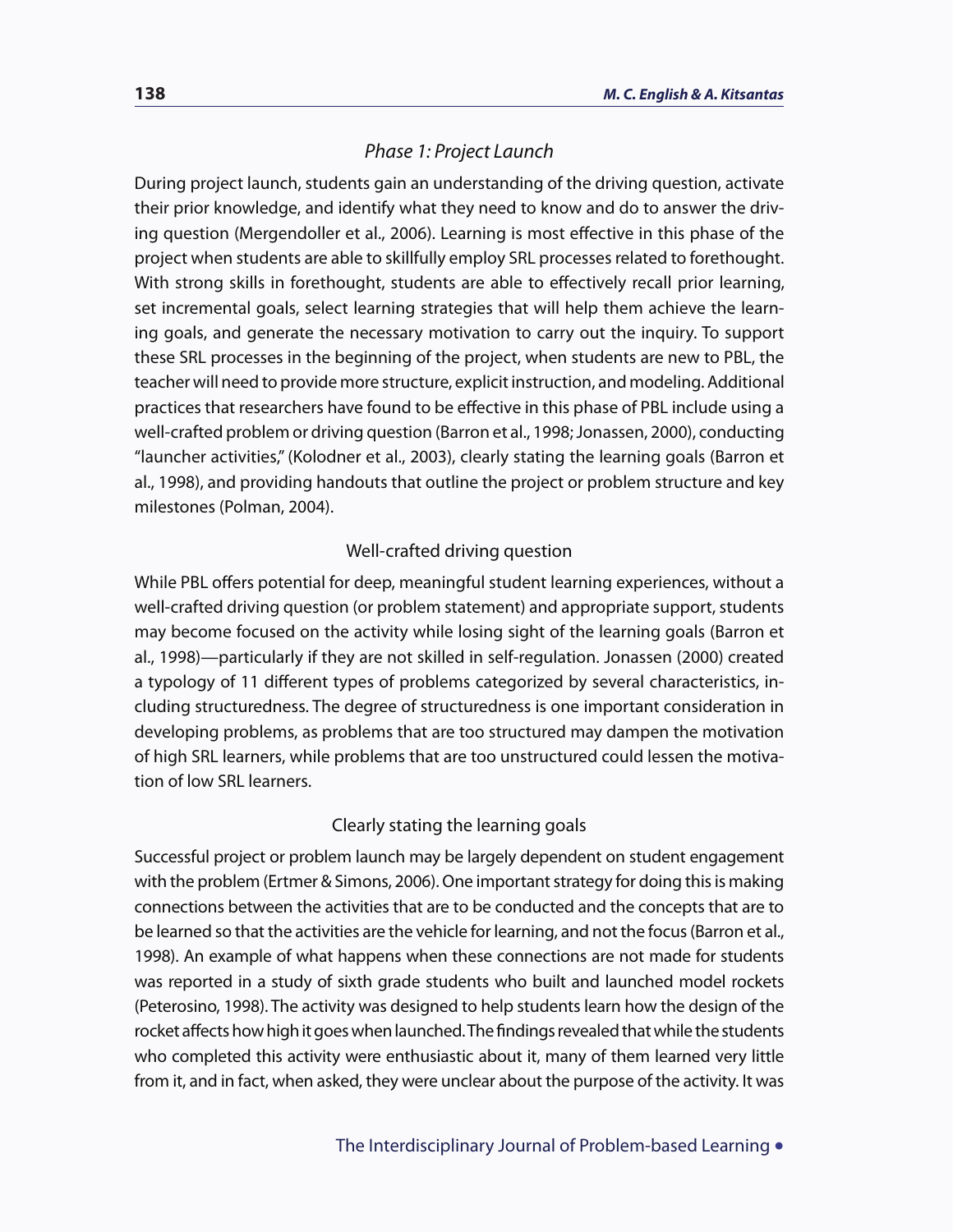### *Phase 1: Project Launch*

During project launch, students gain an understanding of the driving question, activate their prior knowledge, and identify what they need to know and do to answer the driving question (Mergendoller et al., 2006). Learning is most effective in this phase of the project when students are able to skillfully employ SRL processes related to forethought. With strong skills in forethought, students are able to effectively recall prior learning, set incremental goals, select learning strategies that will help them achieve the learning goals, and generate the necessary motivation to carry out the inquiry. To support these SRL processes in the beginning of the project, when students are new to PBL, the teacher will need to provide more structure, explicit instruction, and modeling. Additional practices that researchers have found to be effective in this phase of PBL include using a well-crafted problem or driving question (Barron et al., 1998; Jonassen, 2000), conducting "launcher activities," (Kolodner et al., 2003), clearly stating the learning goals (Barron et al., 1998), and providing handouts that outline the project or problem structure and key milestones (Polman, 2004).

#### Well-crafted driving question

While PBL offers potential for deep, meaningful student learning experiences, without a well-crafted driving question (or problem statement) and appropriate support, students may become focused on the activity while losing sight of the learning goals (Barron et al., 1998)—particularly if they are not skilled in self-regulation. Jonassen (2000) created a typology of 11 different types of problems categorized by several characteristics, including structuredness. The degree of structuredness is one important consideration in developing problems, as problems that are too structured may dampen the motivation of high SRL learners, while problems that are too unstructured could lessen the motivation of low SRL learners.

#### Clearly stating the learning goals

Successful project or problem launch may be largely dependent on student engagement with the problem (Ertmer & Simons, 2006). One important strategy for doing this is making connections between the activities that are to be conducted and the concepts that are to be learned so that the activities are the vehicle for learning, and not the focus (Barron et al., 1998). An example of what happens when these connections are not made for students was reported in a study of sixth grade students who built and launched model rockets (Peterosino, 1998). The activity was designed to help students learn how the design of the rocket affects how high it goes when launched. The findings revealed that while the students who completed this activity were enthusiastic about it, many of them learned very little from it, and in fact, when asked, they were unclear about the purpose of the activity. It was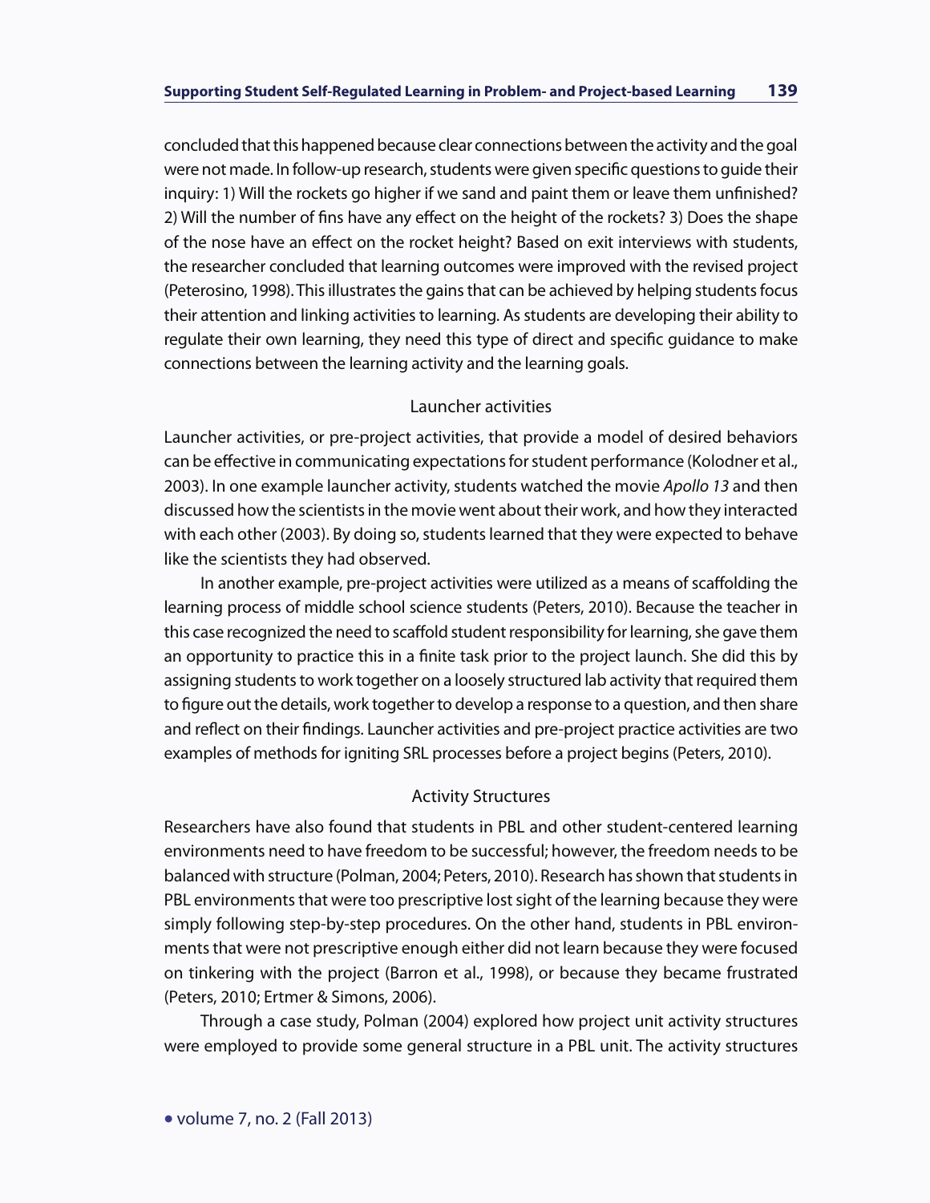concluded that this happened because clear connections between the activity and the goal were not made. In follow-up research, students were given specific questions to guide their inquiry: 1) Will the rockets go higher if we sand and paint them or leave them unfinished? 2) Will the number of fins have any effect on the height of the rockets? 3) Does the shape of the nose have an effect on the rocket height? Based on exit interviews with students, the researcher concluded that learning outcomes were improved with the revised project (Peterosino, 1998). This illustrates the gains that can be achieved by helping students focus their attention and linking activities to learning. As students are developing their ability to regulate their own learning, they need this type of direct and specific guidance to make connections between the learning activity and the learning goals.

### Launcher activities

Launcher activities, or pre-project activities, that provide a model of desired behaviors can be effective in communicating expectations for student performance (Kolodner et al., 2003). In one example launcher activity, students watched the movie *Apollo 13* and then discussed how the scientists in the movie went about their work, and how they interacted with each other (2003). By doing so, students learned that they were expected to behave like the scientists they had observed.

In another example, pre-project activities were utilized as a means of scaffolding the learning process of middle school science students (Peters, 2010). Because the teacher in this case recognized the need to scaffold student responsibility for learning, she gave them an opportunity to practice this in a finite task prior to the project launch. She did this by assigning students to work together on a loosely structured lab activity that required them to figure out the details, work together to develop a response to a question, and then share and reflect on their findings. Launcher activities and pre-project practice activities are two examples of methods for igniting SRL processes before a project begins (Peters, 2010).

### Activity Structures

Researchers have also found that students in PBL and other student-centered learning environments need to have freedom to be successful; however, the freedom needs to be balanced with structure (Polman, 2004; Peters, 2010). Research has shown that students in PBL environments that were too prescriptive lost sight of the learning because they were simply following step-by-step procedures. On the other hand, students in PBL environments that were not prescriptive enough either did not learn because they were focused on tinkering with the project (Barron et al., 1998), or because they became frustrated (Peters, 2010; Ertmer & Simons, 2006).

Through a case study, Polman (2004) explored how project unit activity structures were employed to provide some general structure in a PBL unit. The activity structures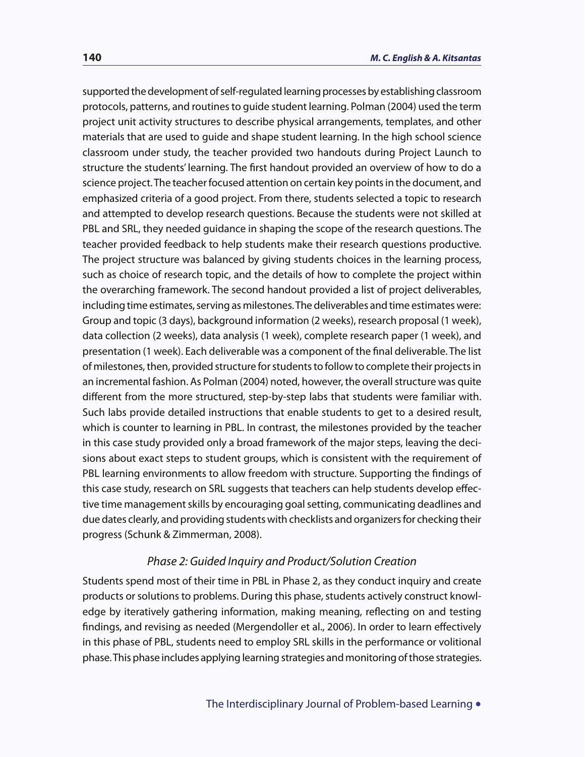supported the development of self-regulated learning processes by establishing classroom protocols, patterns, and routines to guide student learning. Polman (2004) used the term project unit activity structures to describe physical arrangements, templates, and other materials that are used to guide and shape student learning. In the high school science classroom under study, the teacher provided two handouts during Project Launch to structure the students' learning. The first handout provided an overview of how to do a science project. The teacher focused attention on certain key points in the document, and emphasized criteria of a good project. From there, students selected a topic to research and attempted to develop research questions. Because the students were not skilled at PBL and SRL, they needed guidance in shaping the scope of the research questions. The teacher provided feedback to help students make their research questions productive. The project structure was balanced by giving students choices in the learning process, such as choice of research topic, and the details of how to complete the project within the overarching framework. The second handout provided a list of project deliverables, including time estimates, serving as milestones. The deliverables and time estimates were: Group and topic (3 days), background information (2 weeks), research proposal (1 week), data collection (2 weeks), data analysis (1 week), complete research paper (1 week), and presentation (1 week). Each deliverable was a component of the final deliverable. The list of milestones, then, provided structure for students to follow to complete their projects in an incremental fashion. As Polman (2004) noted, however, the overall structure was quite different from the more structured, step-by-step labs that students were familiar with. Such labs provide detailed instructions that enable students to get to a desired result, which is counter to learning in PBL. In contrast, the milestones provided by the teacher in this case study provided only a broad framework of the major steps, leaving the decisions about exact steps to student groups, which is consistent with the requirement of PBL learning environments to allow freedom with structure. Supporting the findings of this case study, research on SRL suggests that teachers can help students develop effective time management skills by encouraging goal setting, communicating deadlines and due dates clearly, and providing students with checklists and organizers for checking their progress (Schunk & Zimmerman, 2008).

### *Phase 2: Guided Inquiry and Product/Solution Creation*

Students spend most of their time in PBL in Phase 2, as they conduct inquiry and create products or solutions to problems. During this phase, students actively construct knowledge by iteratively gathering information, making meaning, reflecting on and testing findings, and revising as needed (Mergendoller et al., 2006). In order to learn effectively in this phase of PBL, students need to employ SRL skills in the performance or volitional phase. This phase includes applying learning strategies and monitoring of those strategies.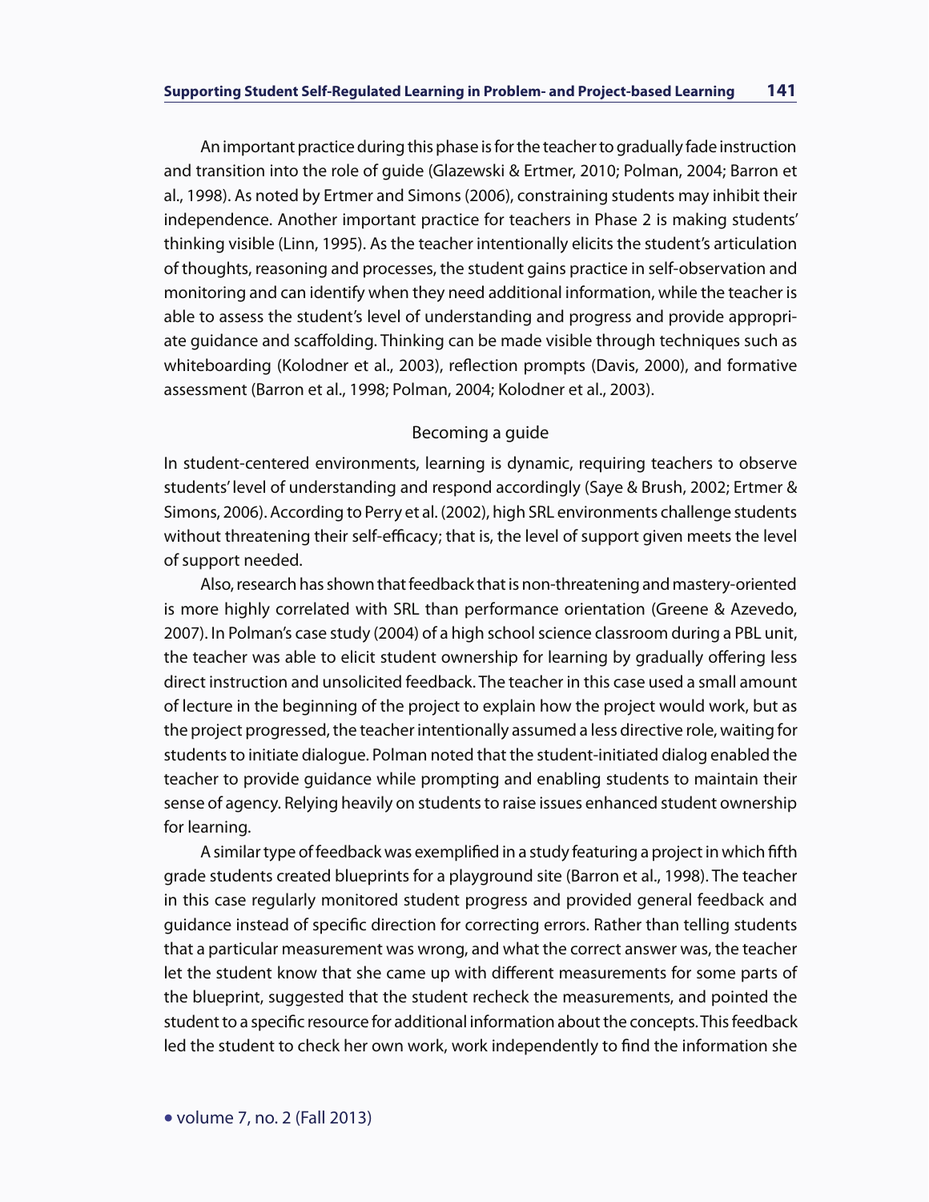An important practice during this phase is for the teacher to gradually fade instruction and transition into the role of guide (Glazewski & Ertmer, 2010; Polman, 2004; Barron et al., 1998). As noted by Ertmer and Simons (2006), constraining students may inhibit their independence. Another important practice for teachers in Phase 2 is making students' thinking visible (Linn, 1995). As the teacher intentionally elicits the student's articulation of thoughts, reasoning and processes, the student gains practice in self-observation and monitoring and can identify when they need additional information, while the teacher is able to assess the student's level of understanding and progress and provide appropriate guidance and scaffolding. Thinking can be made visible through techniques such as whiteboarding (Kolodner et al., 2003), reflection prompts (Davis, 2000), and formative assessment (Barron et al., 1998; Polman, 2004; Kolodner et al., 2003).

### Becoming a guide

In student-centered environments, learning is dynamic, requiring teachers to observe students' level of understanding and respond accordingly (Saye & Brush, 2002; Ertmer & Simons, 2006). According to Perry et al. (2002), high SRL environments challenge students without threatening their self-efficacy; that is, the level of support given meets the level of support needed.

Also, research has shown that feedback that is non-threatening and mastery-oriented is more highly correlated with SRL than performance orientation (Greene & Azevedo, 2007). In Polman's case study (2004) of a high school science classroom during a PBL unit, the teacher was able to elicit student ownership for learning by gradually offering less direct instruction and unsolicited feedback. The teacher in this case used a small amount of lecture in the beginning of the project to explain how the project would work, but as the project progressed, the teacher intentionally assumed a less directive role, waiting for students to initiate dialogue. Polman noted that the student-initiated dialog enabled the teacher to provide guidance while prompting and enabling students to maintain their sense of agency. Relying heavily on students to raise issues enhanced student ownership for learning.

A similar type of feedback was exemplified in a study featuring a project in which fifth grade students created blueprints for a playground site (Barron et al., 1998). The teacher in this case regularly monitored student progress and provided general feedback and guidance instead of specific direction for correcting errors. Rather than telling students that a particular measurement was wrong, and what the correct answer was, the teacher let the student know that she came up with different measurements for some parts of the blueprint, suggested that the student recheck the measurements, and pointed the student to a specific resource for additional information about the concepts. This feedback led the student to check her own work, work independently to find the information she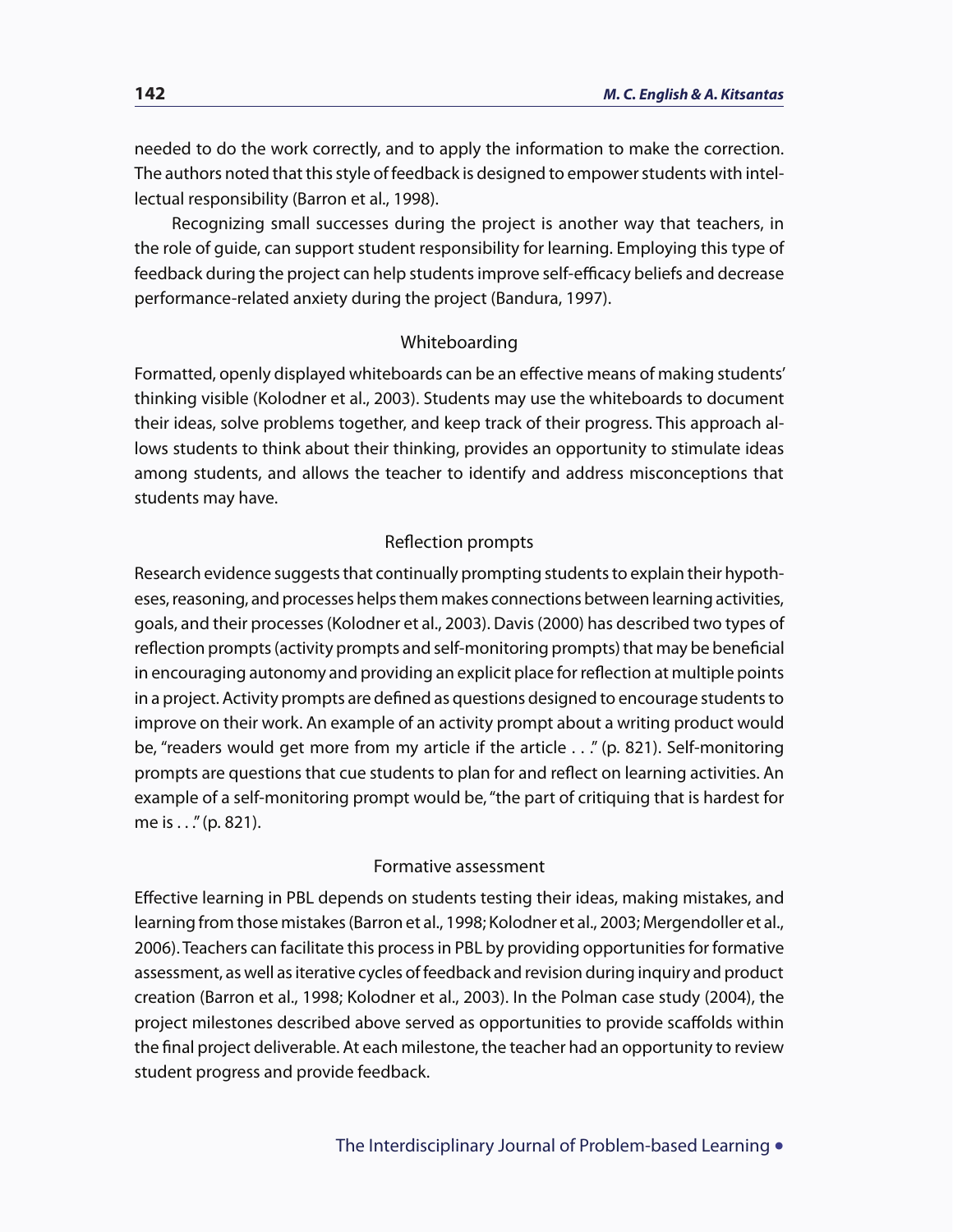needed to do the work correctly, and to apply the information to make the correction. The authors noted that this style of feedback is designed to empower students with intellectual responsibility (Barron et al., 1998).

Recognizing small successes during the project is another way that teachers, in the role of guide, can support student responsibility for learning. Employing this type of feedback during the project can help students improve self-efficacy beliefs and decrease performance-related anxiety during the project (Bandura, 1997).

### Whiteboarding

Formatted, openly displayed whiteboards can be an effective means of making students' thinking visible (Kolodner et al., 2003). Students may use the whiteboards to document their ideas, solve problems together, and keep track of their progress. This approach allows students to think about their thinking, provides an opportunity to stimulate ideas among students, and allows the teacher to identify and address misconceptions that students may have.

### Reflection prompts

Research evidence suggests that continually prompting students to explain their hypotheses, reasoning, and processes helps them makes connections between learning activities, goals, and their processes (Kolodner et al., 2003). Davis (2000) has described two types of reflection prompts (activity prompts and self-monitoring prompts) that may be beneficial in encouraging autonomy and providing an explicit place for reflection at multiple points in a project. Activity prompts are defined as questions designed to encourage students to improve on their work. An example of an activity prompt about a writing product would be, "readers would get more from my article if the article . . ." (p. 821). Self-monitoring prompts are questions that cue students to plan for and reflect on learning activities. An example of a self-monitoring prompt would be, "the part of critiquing that is hardest for me is . . ." (p. 821).

### Formative assessment

Effective learning in PBL depends on students testing their ideas, making mistakes, and learning from those mistakes (Barron et al., 1998; Kolodner et al., 2003; Mergendoller et al., 2006). Teachers can facilitate this process in PBL by providing opportunities for formative assessment, as well as iterative cycles of feedback and revision during inquiry and product creation (Barron et al., 1998; Kolodner et al., 2003). In the Polman case study (2004), the project milestones described above served as opportunities to provide scaffolds within the final project deliverable. At each milestone, the teacher had an opportunity to review student progress and provide feedback.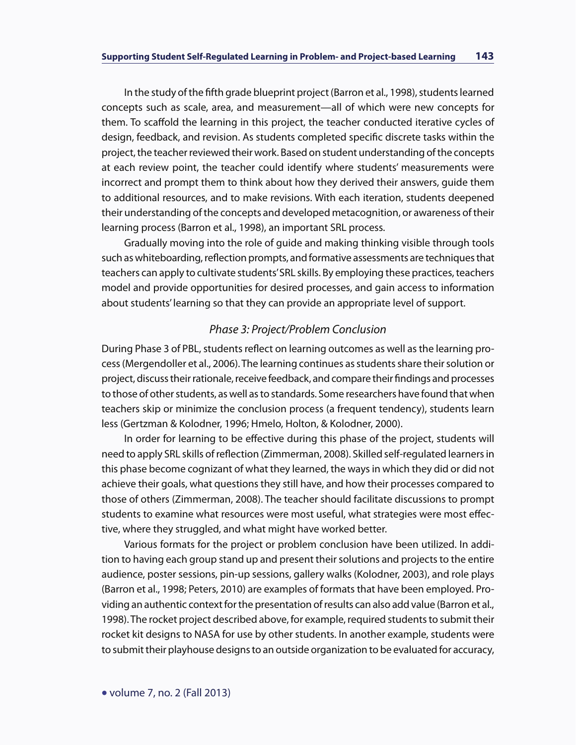In the study of the fifth grade blueprint project (Barron et al., 1998), students learned concepts such as scale, area, and measurement—all of which were new concepts for them. To scaffold the learning in this project, the teacher conducted iterative cycles of design, feedback, and revision. As students completed specific discrete tasks within the project, the teacher reviewed their work. Based on student understanding of the concepts at each review point, the teacher could identify where students' measurements were incorrect and prompt them to think about how they derived their answers, guide them to additional resources, and to make revisions. With each iteration, students deepened their understanding of the concepts and developed metacognition, or awareness of their learning process (Barron et al., 1998), an important SRL process.

Gradually moving into the role of guide and making thinking visible through tools such as whiteboarding, reflection prompts, and formative assessments are techniques that teachers can apply to cultivate students' SRL skills. By employing these practices, teachers model and provide opportunities for desired processes, and gain access to information about students' learning so that they can provide an appropriate level of support.

### *Phase 3: Project/Problem Conclusion*

During Phase 3 of PBL, students reflect on learning outcomes as well as the learning process (Mergendoller et al., 2006). The learning continues as students share their solution or project, discuss their rationale, receive feedback, and compare their findings and processes to those of other students, as well as to standards. Some researchers have found that when teachers skip or minimize the conclusion process (a frequent tendency), students learn less (Gertzman & Kolodner, 1996; Hmelo, Holton, & Kolodner, 2000).

In order for learning to be effective during this phase of the project, students will need to apply SRL skills of reflection (Zimmerman, 2008). Skilled self-regulated learners in this phase become cognizant of what they learned, the ways in which they did or did not achieve their goals, what questions they still have, and how their processes compared to those of others (Zimmerman, 2008). The teacher should facilitate discussions to prompt students to examine what resources were most useful, what strategies were most effective, where they struggled, and what might have worked better.

Various formats for the project or problem conclusion have been utilized. In addition to having each group stand up and present their solutions and projects to the entire audience, poster sessions, pin-up sessions, gallery walks (Kolodner, 2003), and role plays (Barron et al., 1998; Peters, 2010) are examples of formats that have been employed. Providing an authentic context for the presentation of results can also add value (Barron et al., 1998). The rocket project described above, for example, required students to submit their rocket kit designs to NASA for use by other students. In another example, students were to submit their playhouse designs to an outside organization to be evaluated for accuracy,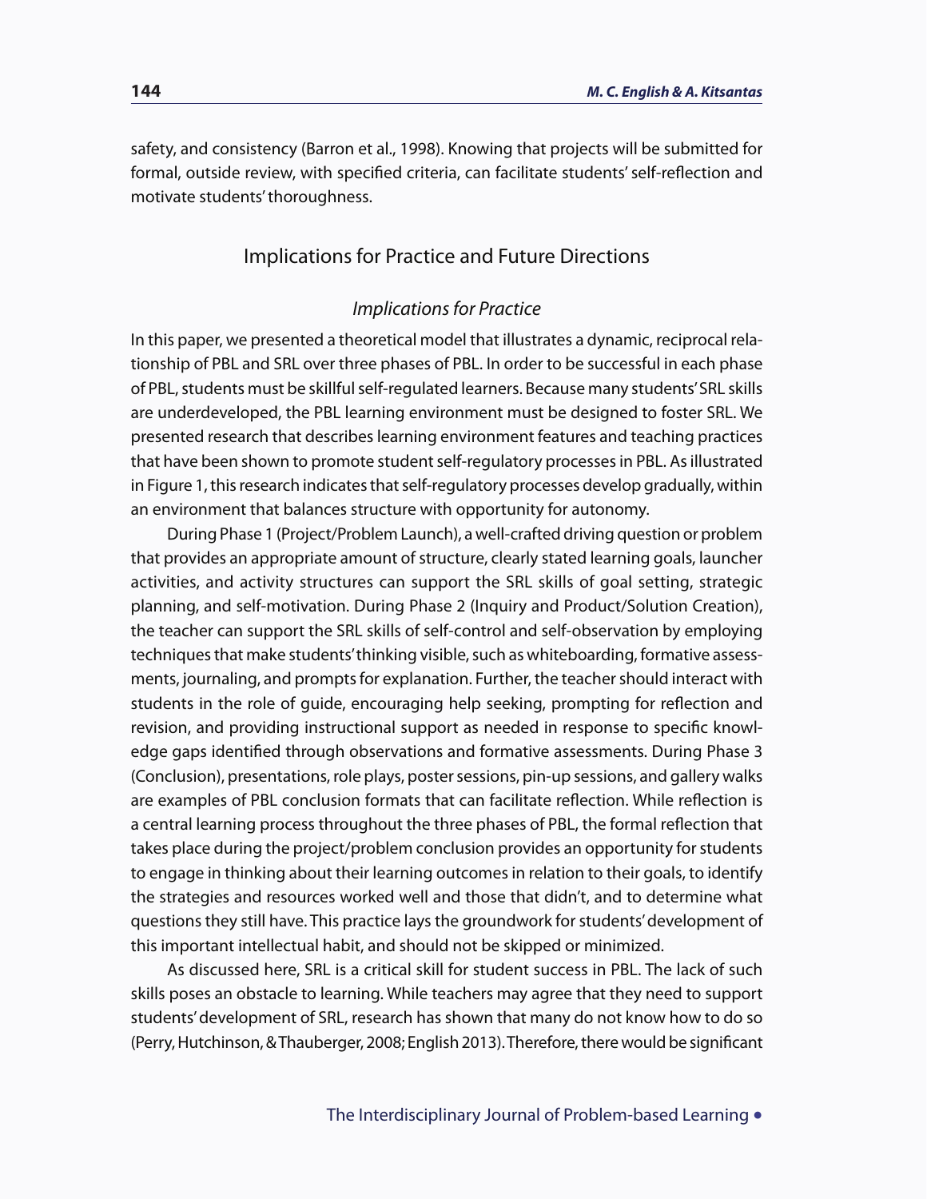safety, and consistency (Barron et al., 1998). Knowing that projects will be submitted for formal, outside review, with specified criteria, can facilitate students' self-reflection and motivate students' thoroughness.

## Implications for Practice and Future Directions

### *Implications for Practice*

In this paper, we presented a theoretical model that illustrates a dynamic, reciprocal relationship of PBL and SRL over three phases of PBL. In order to be successful in each phase of PBL, students must be skillful self-regulated learners. Because many students' SRL skills are underdeveloped, the PBL learning environment must be designed to foster SRL. We presented research that describes learning environment features and teaching practices that have been shown to promote student self-regulatory processes in PBL. As illustrated in Figure 1, this research indicates that self-regulatory processes develop gradually, within an environment that balances structure with opportunity for autonomy.

During Phase 1 (Project/Problem Launch), a well-crafted driving question or problem that provides an appropriate amount of structure, clearly stated learning goals, launcher activities, and activity structures can support the SRL skills of goal setting, strategic planning, and self-motivation. During Phase 2 (Inquiry and Product/Solution Creation), the teacher can support the SRL skills of self-control and self-observation by employing techniques that make students' thinking visible, such as whiteboarding, formative assessments, journaling, and prompts for explanation. Further, the teacher should interact with students in the role of guide, encouraging help seeking, prompting for reflection and revision, and providing instructional support as needed in response to specific knowledge gaps identified through observations and formative assessments. During Phase 3 (Conclusion), presentations, role plays, poster sessions, pin-up sessions, and gallery walks are examples of PBL conclusion formats that can facilitate reflection. While reflection is a central learning process throughout the three phases of PBL, the formal reflection that takes place during the project/problem conclusion provides an opportunity for students to engage in thinking about their learning outcomes in relation to their goals, to identify the strategies and resources worked well and those that didn't, and to determine what questions they still have. This practice lays the groundwork for students' development of this important intellectual habit, and should not be skipped or minimized.

As discussed here, SRL is a critical skill for student success in PBL. The lack of such skills poses an obstacle to learning. While teachers may agree that they need to support students' development of SRL, research has shown that many do not know how to do so (Perry, Hutchinson, & Thauberger, 2008; English 2013). Therefore, there would be significant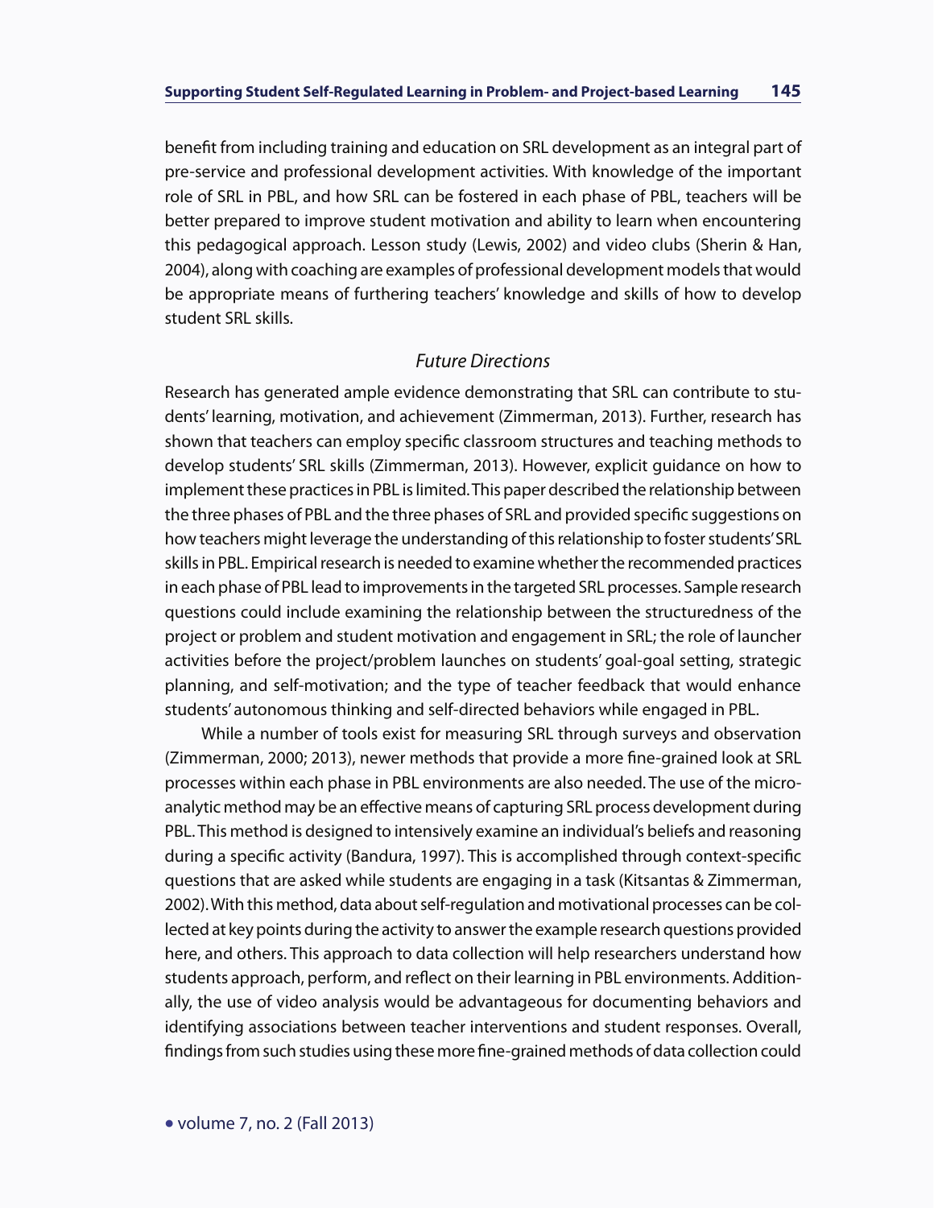benefit from including training and education on SRL development as an integral part of pre-service and professional development activities. With knowledge of the important role of SRL in PBL, and how SRL can be fostered in each phase of PBL, teachers will be better prepared to improve student motivation and ability to learn when encountering this pedagogical approach. Lesson study (Lewis, 2002) and video clubs (Sherin & Han, 2004), along with coaching are examples of professional development models that would be appropriate means of furthering teachers' knowledge and skills of how to develop student SRL skills.

### *Future Directions*

Research has generated ample evidence demonstrating that SRL can contribute to students' learning, motivation, and achievement (Zimmerman, 2013). Further, research has shown that teachers can employ specific classroom structures and teaching methods to develop students' SRL skills (Zimmerman, 2013). However, explicit guidance on how to implement these practices in PBL is limited. This paper described the relationship between the three phases of PBL and the three phases of SRL and provided specific suggestions on how teachers might leverage the understanding of this relationship to foster students' SRL skills in PBL. Empirical research is needed to examine whether the recommended practices in each phase of PBL lead to improvements in the targeted SRL processes. Sample research questions could include examining the relationship between the structuredness of the project or problem and student motivation and engagement in SRL; the role of launcher activities before the project/problem launches on students' goal-goal setting, strategic planning, and self-motivation; and the type of teacher feedback that would enhance students' autonomous thinking and self-directed behaviors while engaged in PBL.

While a number of tools exist for measuring SRL through surveys and observation (Zimmerman, 2000; 2013), newer methods that provide a more fine-grained look at SRL processes within each phase in PBL environments are also needed. The use of the micro-analytic method may be an effective means of capturing SRL process development during PBL. This method is designed to intensively examine an individual's beliefs and reasoning during a specific activity (Bandura, 1997). This is accomplished through context-specific questions that are asked while students are engaging in a task (Kitsantas & Zimmerman, 2002). With this method, data about self-regulation and motivational processes can be collected at key points during the activity to answer the example research questions provided here, and others. This approach to data collection will help researchers understand how students approach, perform, and reflect on their learning in PBL environments. Additionally, the use of video analysis would be advantageous for documenting behaviors and identifying associations between teacher interventions and student responses. Overall, findings from such studies using these more fine-grained methods of data collection could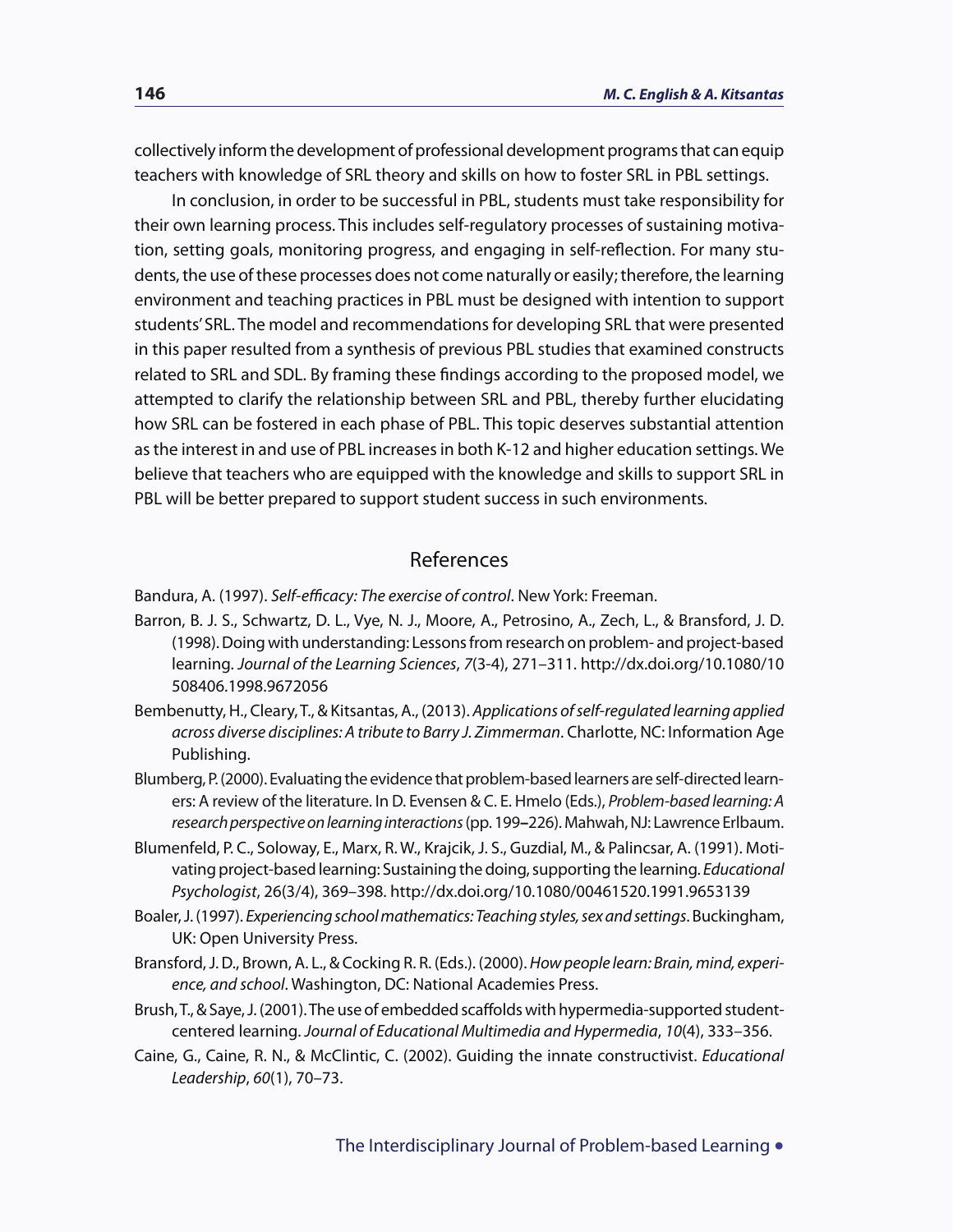collectively inform the development of professional development programs that can equip teachers with knowledge of SRL theory and skills on how to foster SRL in PBL settings.

In conclusion, in order to be successful in PBL, students must take responsibility for their own learning process. This includes self-regulatory processes of sustaining motivation, setting goals, monitoring progress, and engaging in self-reflection. For many students, the use of these processes does not come naturally or easily; therefore, the learning environment and teaching practices in PBL must be designed with intention to support students' SRL. The model and recommendations for developing SRL that were presented in this paper resulted from a synthesis of previous PBL studies that examined constructs related to SRL and SDL. By framing these findings according to the proposed model, we attempted to clarify the relationship between SRL and PBL, thereby further elucidating how SRL can be fostered in each phase of PBL. This topic deserves substantial attention as the interest in and use of PBL increases in both K-12 and higher education settings. We believe that teachers who are equipped with the knowledge and skills to support SRL in PBL will be better prepared to support student success in such environments.

## References

Bandura, A. (1997). *Self-efficacy: The exercise of control*. New York: Freeman.

Barron, B. J. S., Schwartz, D. L., Vye, N. J., Moore, A., Petrosino, A., Zech, L., & Bransford, J. D. (1998). Doing with understanding: Lessons from research on problem- and project-based learning. *Journal of the Learning Sciences*, *7*(3-4), 271–311. http://dx.doi.org/10.1080/10508406.1998.9672056

Bembenutty, H., Cleary, T., & Kitsantas, A., (2013). *Applications of self-regulated learning applied across diverse disciplines: A tribute to Barry J. Zimmerman*. Charlotte, NC: Information Age Publishing.

Blumberg, P. (2000). Evaluating the evidence that problem-based learners are self-directed learners: A review of the literature. In D. Evensen & C. E. Hmelo (Eds.), *Problem-based learning: A research perspective on learning interactions* (pp. 199–226). Mahwah, NJ: Lawrence Erlbaum.

Blumenfeld, P. C., Soloway, E., Marx, R. W., Krajcik, J. S., Guzdial, M., & Palincsar, A. (1991). Motivating project-based learning: Sustaining the doing, supporting the learning. *Educational Psychologist*, 26(3/4), 369–398. http://dx.doi.org/10.1080/00461520.1991.9653139

Boaler, J. (1997). *Experiencing school mathematics: Teaching styles, sex and settings*. Buckingham, UK: Open University Press.

Bransford, J. D., Brown, A. L., & Cocking R. R. (Eds.). (2000). *How people learn: Brain, mind, experience, and school*. Washington, DC: National Academies Press.

Brush, T., & Saye, J. (2001). The use of embedded scaffolds with hypermedia-supported student-centered learning. *Journal of Educational Multimedia and Hypermedia*, *10*(4), 333–356.

Caine, G., Caine, R. N., & McClintic, C. (2002). Guiding the innate constructivist. *Educational Leadership*, *60*(1), 70–73.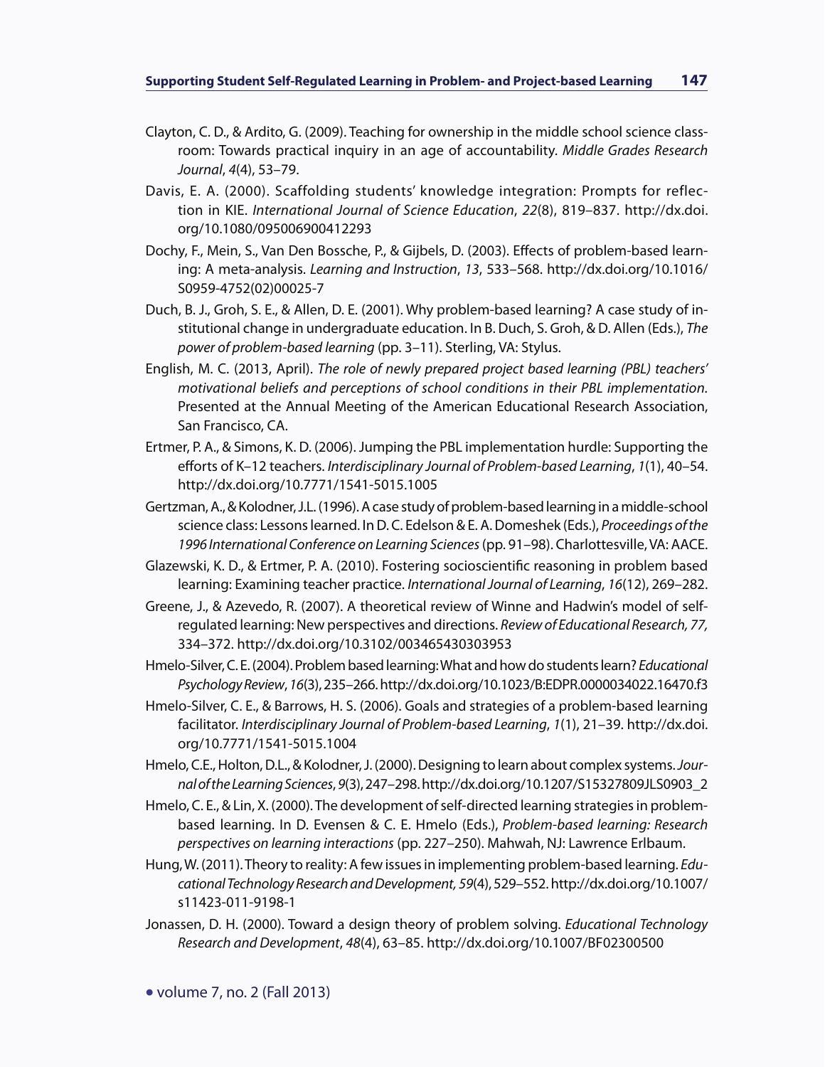Clayton, C. D., & Ardito, G. (2009). Teaching for ownership in the middle school science classroom: Towards practical inquiry in an age of accountability. *Middle Grades Research Journal*, *4*(4), 53–79.

Davis, E. A. (2000). Scaffolding students' knowledge integration: Prompts for reflection in KIE. *International Journal of Science Education*, *22*(8), 819–837. http://dx.doi.org/10.1080/095006900412293

Dochy, F., Mein, S., Van Den Bossche, P., & Gijbels, D. (2003). Effects of problem-based learning: A meta-analysis. *Learning and Instruction*, *13*, 533–568. http://dx.doi.org/10.1016/S0959-4752(02)00025-7

Duch, B. J., Groh, S. E., & Allen, D. E. (2001). Why problem-based learning? A case study of institutional change in undergraduate education. In B. Duch, S. Groh, & D. Allen (Eds.), *The power of problem-based learning* (pp. 3–11). Sterling, VA: Stylus.

English, M. C. (2013, April). *The role of newly prepared project based learning (PBL) teachers' motivational beliefs and perceptions of school conditions in their PBL implementation.* Presented at the Annual Meeting of the American Educational Research Association, San Francisco, CA.

Ertmer, P. A., & Simons, K. D. (2006). Jumping the PBL implementation hurdle: Supporting the efforts of K–12 teachers. *Interdisciplinary Journal of Problem-based Learning*, *1*(1), 40–54. http://dx.doi.org/10.7771/1541-5015.1005

Gertzman, A., & Kolodner, J.L. (1996). A case study of problem-based learning in a middle-school science class: Lessons learned. In D. C. Edelson & E. A. Domeshek (Eds.), *Proceedings of the 1996 International Conference on Learning Sciences* (pp. 91–98). Charlottesville, VA: AACE.

Glazewski, K. D., & Ertmer, P. A. (2010). Fostering socioscientific reasoning in problem based learning: Examining teacher practice. *International Journal of Learning*, *16*(12), 269–282.

Greene, J., & Azevedo, R. (2007). A theoretical review of Winne and Hadwin's model of self-regulated learning: New perspectives and directions. *Review of Educational Research, 77,* 334–372. http://dx.doi.org/10.3102/003465430303953

Hmelo-Silver, C. E. (2004). Problem based learning: What and how do students learn? *Educational Psychology Review*, *16*(3), 235–266. http://dx.doi.org/10.1023/B:EDPR.0000034022.16470.f3

Hmelo-Silver, C. E., & Barrows, H. S. (2006). Goals and strategies of a problem-based learning facilitator. *Interdisciplinary Journal of Problem-based Learning*, *1*(1), 21–39. http://dx.doi.org/10.7771/1541-5015.1004

Hmelo, C.E., Holton, D.L., & Kolodner, J. (2000). Designing to learn about complex systems. *Journal of the Learning Sciences*, *9*(3), 247–298. http://dx.doi.org/10.1207/S15327809JLS0903_2

Hmelo, C. E., & Lin, X. (2000). The development of self-directed learning strategies in problem-based learning. In D. Evensen & C. E. Hmelo (Eds.), *Problem-based learning: Research perspectives on learning interactions* (pp. 227–250). Mahwah, NJ: Lawrence Erlbaum.

Hung, W. (2011). Theory to reality: A few issues in implementing problem-based learning. *Educational Technology Research and Development, 59*(4), 529–552. http://dx.doi.org/10.1007/s11423-011-9198-1

Jonassen, D. H. (2000). Toward a design theory of problem solving. *Educational Technology Research and Development*, *48*(4), 63–85. http://dx.doi.org/10.1007/BF02300500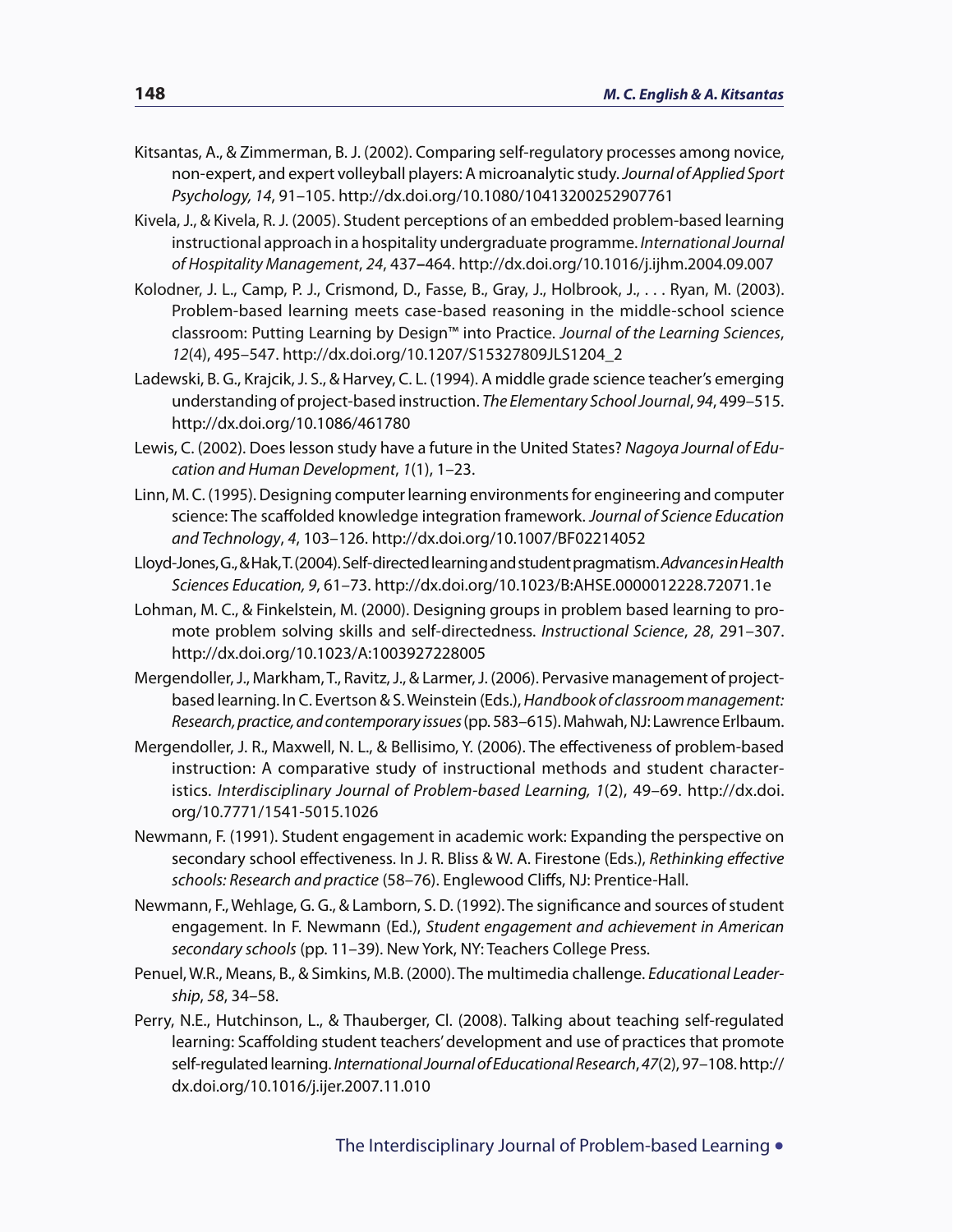Kitsantas, A., & Zimmerman, B. J. (2002). Comparing self-regulatory processes among novice, non-expert, and expert volleyball players: A microanalytic study. *Journal of Applied Sport Psychology, 14*, 91–105. http://dx.doi.org/10.1080/10413200252907761

Kivela, J., & Kivela, R. J. (2005). Student perceptions of an embedded problem-based learning instructional approach in a hospitality undergraduate programme. *International Journal of Hospitality Management*, *24*, 437–464. http://dx.doi.org/10.1016/j.ijhm.2004.09.007

Kolodner, J. L., Camp, P. J., Crismond, D., Fasse, B., Gray, J., Holbrook, J., . . . Ryan, M. (2003). Problem-based learning meets case-based reasoning in the middle-school science classroom: Putting Learning by Design™ into Practice. *Journal of the Learning Sciences*, *12*(4), 495–547. http://dx.doi.org/10.1207/S15327809JLS1204_2

Ladewski, B. G., Krajcik, J. S., & Harvey, C. L. (1994). A middle grade science teacher's emerging understanding of project-based instruction. *The Elementary School Journal*, *94*, 499–515. http://dx.doi.org/10.1086/461780

Lewis, C. (2002). Does lesson study have a future in the United States? *Nagoya Journal of Education and Human Development*, *1*(1), 1–23.

Linn, M. C. (1995). Designing computer learning environments for engineering and computer science: The scaffolded knowledge integration framework. *Journal of Science Education and Technology*, *4*, 103–126. http://dx.doi.org/10.1007/BF02214052

Lloyd-Jones, G., & Hak, T. (2004). Self-directed learning and student pragmatism. *Advances in Health Sciences Education, 9*, 61–73. http://dx.doi.org/10.1023/B:AHSE.0000012228.72071.1e

Lohman, M. C., & Finkelstein, M. (2000). Designing groups in problem based learning to promote problem solving skills and self-directedness. *Instructional Science*, *28*, 291–307. http://dx.doi.org/10.1023/A:1003927228005

Mergendoller, J., Markham, T., Ravitz, J., & Larmer, J. (2006). Pervasive management of project-based learning. In C. Evertson & S. Weinstein (Eds.), *Handbook of classroom management: Research, practice, and contemporary issues* (pp. 583–615). Mahwah, NJ: Lawrence Erlbaum.

Mergendoller, J. R., Maxwell, N. L., & Bellisimo, Y. (2006). The effectiveness of problem-based instruction: A comparative study of instructional methods and student characteristics. *Interdisciplinary Journal of Problem-based Learning, 1*(2), 49–69. http://dx.doi.org/10.7771/1541-5015.1026

Newmann, F. (1991). Student engagement in academic work: Expanding the perspective on secondary school effectiveness. In J. R. Bliss & W. A. Firestone (Eds.), *Rethinking effective schools: Research and practice* (58–76). Englewood Cliffs, NJ: Prentice-Hall.

Newmann, F., Wehlage, G. G., & Lamborn, S. D. (1992). The significance and sources of student engagement. In F. Newmann (Ed.), *Student engagement and achievement in American secondary schools* (pp. 11–39). New York, NY: Teachers College Press.

Penuel, W.R., Means, B., & Simkins, M.B. (2000). The multimedia challenge. *Educational Leadership*, *58*, 34–58.

Perry, N.E., Hutchinson, L., & Thauberger, Cl. (2008). Talking about teaching self-regulated learning: Scaffolding student teachers' development and use of practices that promote self-regulated learning. *International Journal of Educational Research*, *47*(2), 97–108. http://dx.doi.org/10.1016/j.ijer.2007.11.010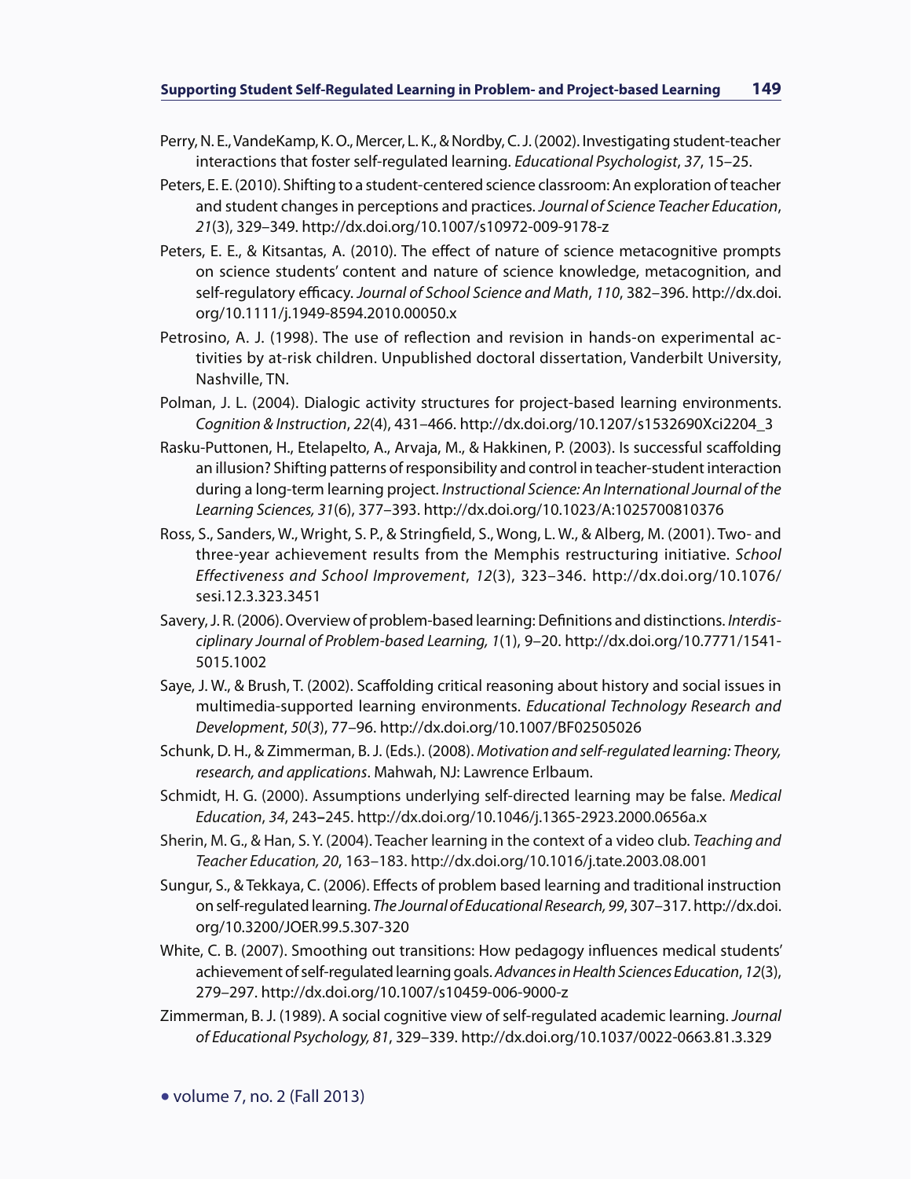Perry, N. E., VandeKamp, K. O., Mercer, L. K., & Nordby, C. J. (2002). Investigating student-teacher interactions that foster self-regulated learning. *Educational Psychologist*, *37*, 15–25.

Peters, E. E. (2010). Shifting to a student-centered science classroom: An exploration of teacher and student changes in perceptions and practices. *Journal of Science Teacher Education*, *21*(3), 329–349. http://dx.doi.org/10.1007/s10972-009-9178-z

Peters, E. E., & Kitsantas, A. (2010). The effect of nature of science metacognitive prompts on science students' content and nature of science knowledge, metacognition, and self-regulatory efficacy. *Journal of School Science and Math*, *110*, 382–396. http://dx.doi.org/10.1111/j.1949-8594.2010.00050.x

Petrosino, A. J. (1998). The use of reflection and revision in hands-on experimental activities by at-risk children. Unpublished doctoral dissertation, Vanderbilt University, Nashville, TN.

Polman, J. L. (2004). Dialogic activity structures for project-based learning environments. *Cognition & Instruction*, *22*(4), 431–466. http://dx.doi.org/10.1207/s1532690Xci2204_3

Rasku-Puttonen, H., Etelapelto, A., Arvaja, M., & Hakkinen, P. (2003). Is successful scaffolding an illusion? Shifting patterns of responsibility and control in teacher-student interaction during a long-term learning project. *Instructional Science: An International Journal of the Learning Sciences, 31*(6), 377–393. http://dx.doi.org/10.1023/A:1025700810376

Ross, S., Sanders, W., Wright, S. P., & Stringfield, S., Wong, L. W., & Alberg, M. (2001). Two- and three-year achievement results from the Memphis restructuring initiative. *School Effectiveness and School Improvement*, *12*(3), 323–346. http://dx.doi.org/10.1076/sesi.12.3.323.3451

Savery, J. R. (2006). Overview of problem-based learning: Definitions and distinctions. *Interdisciplinary Journal of Problem-based Learning, 1*(1), 9–20. http://dx.doi.org/10.7771/1541-5015.1002

Saye, J. W., & Brush, T. (2002). Scaffolding critical reasoning about history and social issues in multimedia-supported learning environments. *Educational Technology Research and Development*, *50*(3), 77–96. http://dx.doi.org/10.1007/BF02505026

Schunk, D. H., & Zimmerman, B. J. (Eds.). (2008). *Motivation and self-regulated learning: Theory, research, and applications*. Mahwah, NJ: Lawrence Erlbaum.

Schmidt, H. G. (2000). Assumptions underlying self-directed learning may be false. *Medical Education*, *34*, 243–245. http://dx.doi.org/10.1046/j.1365-2923.2000.0656a.x

Sherin, M. G., & Han, S. Y. (2004). Teacher learning in the context of a video club. *Teaching and Teacher Education, 20*, 163–183. http://dx.doi.org/10.1016/j.tate.2003.08.001

Sungur, S., & Tekkaya, C. (2006). Effects of problem based learning and traditional instruction on self-regulated learning. *The Journal of Educational Research, 99*, 307–317. http://dx.doi.org/10.3200/JOER.99.5.307-320

White, C. B. (2007). Smoothing out transitions: How pedagogy influences medical students' achievement of self-regulated learning goals. *Advances in Health Sciences Education*, *12*(3), 279–297. http://dx.doi.org/10.1007/s10459-006-9000-z

Zimmerman, B. J. (1989). A social cognitive view of self-regulated academic learning. *Journal of Educational Psychology, 81*, 329–339. http://dx.doi.org/10.1037/0022-0663.81.3.329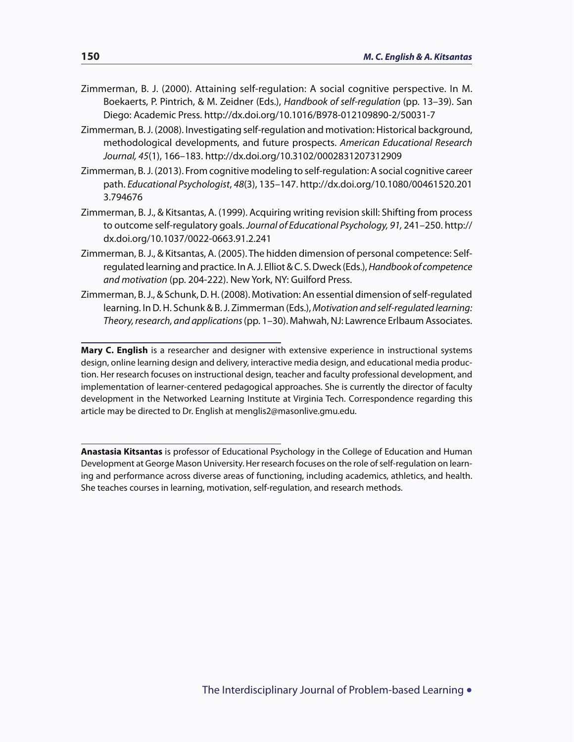Zimmerman, B. J. (2000). Attaining self-regulation: A social cognitive perspective. In M. Boekaerts, P. Pintrich, & M. Zeidner (Eds.), *Handbook of self-regulation* (pp. 13–39). San Diego: Academic Press. http://dx.doi.org/10.1016/B978-012109890-2/50031-7

Zimmerman, B. J. (2008). Investigating self-regulation and motivation: Historical background, methodological developments, and future prospects. *American Educational Research Journal, 45*(1), 166–183. http://dx.doi.org/10.3102/0002831207312909

Zimmerman, B. J. (2013). From cognitive modeling to self-regulation: A social cognitive career path. *Educational Psychologist*, *48*(3), 135–147. http://dx.doi.org/10.1080/00461520.2013.794676

Zimmerman, B. J., & Kitsantas, A. (1999). Acquiring writing revision skill: Shifting from process to outcome self-regulatory goals. *Journal of Educational Psychology, 91,* 241–250. http://dx.doi.org/10.1037/0022-0663.91.2.241

Zimmerman, B. J., & Kitsantas, A. (2005). The hidden dimension of personal competence: Self-regulated learning and practice. In A. J. Elliot & C. S. Dweck (Eds.), *Handbook of competence and motivation* (pp. 204-222). New York, NY: Guilford Press.

Zimmerman, B. J., & Schunk, D. H. (2008). Motivation: An essential dimension of self-regulated learning. In D. H. Schunk & B. J. Zimmerman (Eds.), *Motivation and self-regulated learning: Theory, research, and applications* (pp. 1–30). Mahwah, NJ: Lawrence Erlbaum Associates.

---

**Mary C. English** is a researcher and designer with extensive experience in instructional systems design, online learning design and delivery, interactive media design, and educational media production. Her research focuses on instructional design, teacher and faculty professional development, and implementation of learner-centered pedagogical approaches. She is currently the director of faculty development in the Networked Learning Institute at Virginia Tech. Correspondence regarding this article may be directed to Dr. English at menglis2@masonlive.gmu.edu.

---

**Anastasia Kitsantas** is professor of Educational Psychology in the College of Education and Human Development at George Mason University. Her research focuses on the role of self-regulation on learning and performance across diverse areas of functioning, including academics, athletics, and health. She teaches courses in learning, motivation, self-regulation, and research methods.